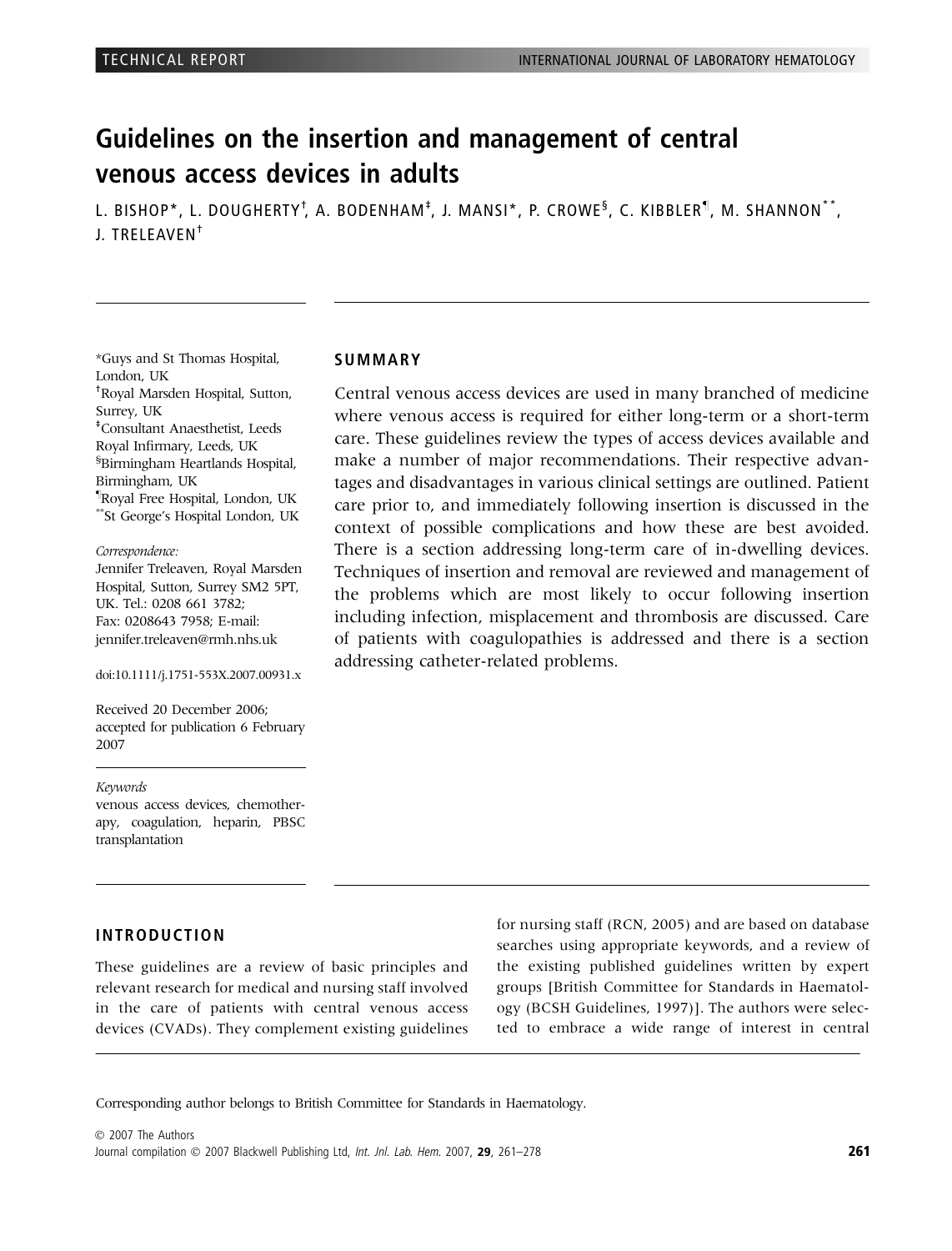# Guidelines on the insertion and management of central venous access devices in adults

L. BISHOP*, L. DOUGHERTY†, A. BODENHAM‡, J. MANSI*, P. CROWE§, C. KIBBLER¶, M. SHANNON**, J. TRELEAVEN†

*Guys and St Thomas Hospital, London, UK
†Royal Marsden Hospital, Sutton, Surrey, UK
‡Consultant Anaesthetist, Leeds Royal Infirmary, Leeds, UK
§Birmingham Heartlands Hospital, Birmingham, UK
¶Royal Free Hospital, London, UK
**St George's Hospital London, UK

*Correspondence:*
Jennifer Treleaven, Royal Marsden Hospital, Sutton, Surrey SM2 5PT, UK. Tel.: 0208 661 3782; Fax: 0208643 7958; E-mail: jennifer.treleaven@rmh.nhs.uk

doi:10.1111/j.1751-553X.2007.00931.x

Received 20 December 2006; accepted for publication 6 February 2007

*Keywords*
venous access devices, chemotherapy, coagulation, heparin, PBSC transplantation

## SUMMARY

Central venous access devices are used in many branched of medicine where venous access is required for either long-term or a short-term care. These guidelines review the types of access devices available and make a number of major recommendations. Their respective advantages and disadvantages in various clinical settings are outlined. Patient care prior to, and immediately following insertion is discussed in the context of possible complications and how these are best avoided. There is a section addressing long-term care of in-dwelling devices. Techniques of insertion and removal are reviewed and management of the problems which are most likely to occur following insertion including infection, misplacement and thrombosis are discussed. Care of patients with coagulopathies is addressed and there is a section addressing catheter-related problems.

## INTRODUCTION

These guidelines are a review of basic principles and relevant research for medical and nursing staff involved in the care of patients with central venous access devices (CVADs). They complement existing guidelines for nursing staff (RCN, 2005) and are based on database searches using appropriate keywords, and a review of the existing published guidelines written by expert groups [British Committee for Standards in Haematology (BCSH Guidelines, 1997)]. The authors were selected to embrace a wide range of interest in central

Corresponding author belongs to British Committee for Standards in Haematology.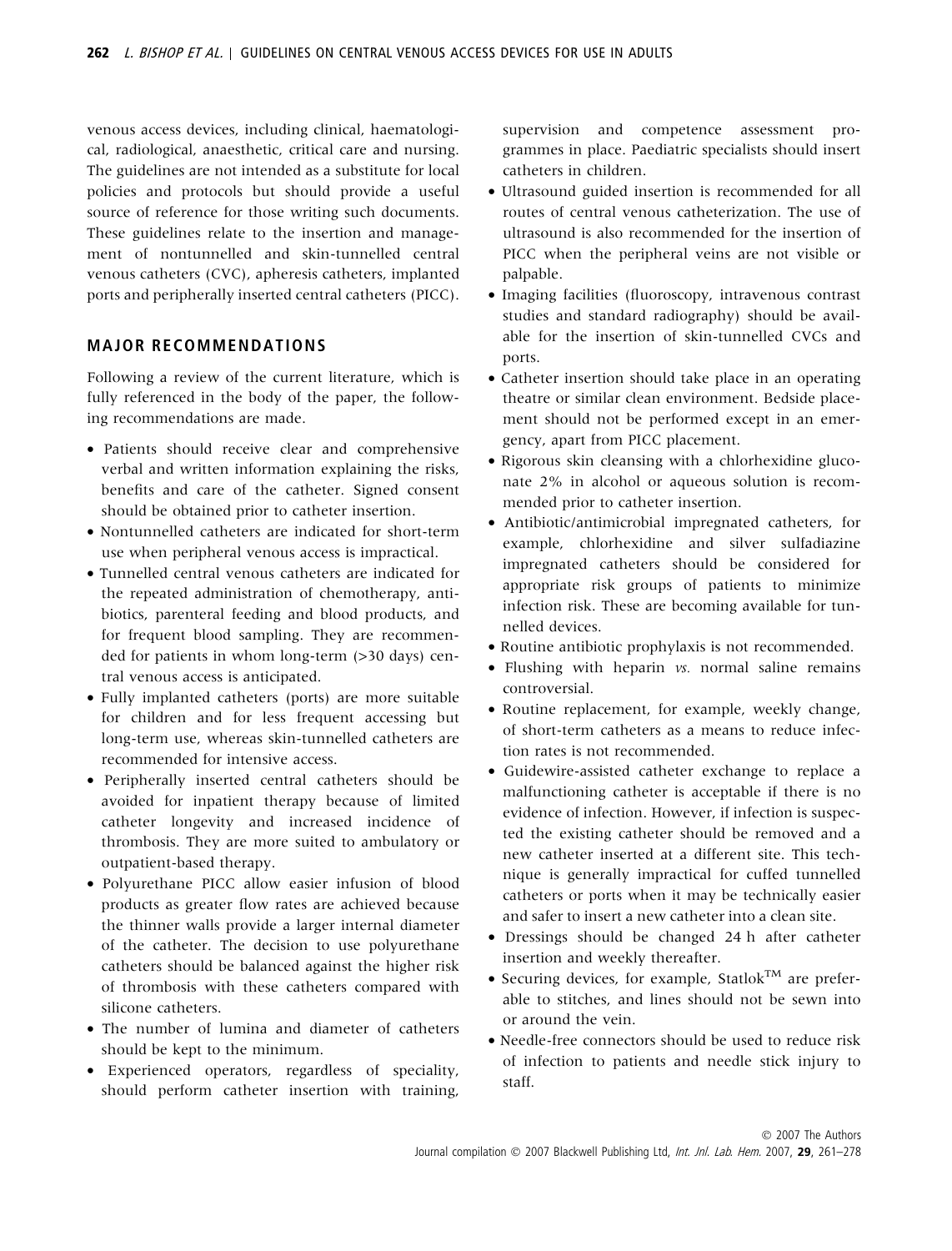venous access devices, including clinical, haematological, radiological, anaesthetic, critical care and nursing. The guidelines are not intended as a substitute for local policies and protocols but should provide a useful source of reference for those writing such documents. These guidelines relate to the insertion and management of nontunnelled and skin-tunnelled central venous catheters (CVC), apheresis catheters, implanted ports and peripherally inserted central catheters (PICC).

## MAJOR RECOMMENDATIONS

Following a review of the current literature, which is fully referenced in the body of the paper, the following recommendations are made.

- Patients should receive clear and comprehensive verbal and written information explaining the risks, benefits and care of the catheter. Signed consent should be obtained prior to catheter insertion.
- Nontunnelled catheters are indicated for short-term use when peripheral venous access is impractical.
- Tunnelled central venous catheters are indicated for the repeated administration of chemotherapy, antibiotics, parenteral feeding and blood products, and for frequent blood sampling. They are recommended for patients in whom long-term (>30 days) central venous access is anticipated.
- Fully implanted catheters (ports) are more suitable for children and for less frequent accessing but long-term use, whereas skin-tunnelled catheters are recommended for intensive access.
- Peripherally inserted central catheters should be avoided for inpatient therapy because of limited catheter longevity and increased incidence of thrombosis. They are more suited to ambulatory or outpatient-based therapy.
- Polyurethane PICC allow easier infusion of blood products as greater flow rates are achieved because the thinner walls provide a larger internal diameter of the catheter. The decision to use polyurethane catheters should be balanced against the higher risk of thrombosis with these catheters compared with silicone catheters.
- The number of lumina and diameter of catheters should be kept to the minimum.
- Experienced operators, regardless of speciality, should perform catheter insertion with training, supervision and competence assessment programmes in place. Paediatric specialists should insert catheters in children.
- Ultrasound guided insertion is recommended for all routes of central venous catheterization. The use of ultrasound is also recommended for the insertion of PICC when the peripheral veins are not visible or palpable.
- Imaging facilities (fluoroscopy, intravenous contrast studies and standard radiography) should be available for the insertion of skin-tunnelled CVCs and ports.
- Catheter insertion should take place in an operating theatre or similar clean environment. Bedside placement should not be performed except in an emergency, apart from PICC placement.
- Rigorous skin cleansing with a chlorhexidine gluconate 2% in alcohol or aqueous solution is recommended prior to catheter insertion.
- Antibiotic/antimicrobial impregnated catheters, for example, chlorhexidine and silver sulfadiazine impregnated catheters should be considered for appropriate risk groups of patients to minimize infection risk. These are becoming available for tunnelled devices.
- Routine antibiotic prophylaxis is not recommended.
- Flushing with heparin *vs.* normal saline remains controversial.
- Routine replacement, for example, weekly change, of short-term catheters as a means to reduce infection rates is not recommended.
- Guidewire-assisted catheter exchange to replace a malfunctioning catheter is acceptable if there is no evidence of infection. However, if infection is suspected the existing catheter should be removed and a new catheter inserted at a different site. This technique is generally impractical for cuffed tunnelled catheters or ports when it may be technically easier and safer to insert a new catheter into a clean site.
- Dressings should be changed 24 h after catheter insertion and weekly thereafter.
- Securing devices, for example, Statlok™ are preferable to stitches, and lines should not be sewn into or around the vein.
- Needle-free connectors should be used to reduce risk of infection to patients and needle stick injury to staff.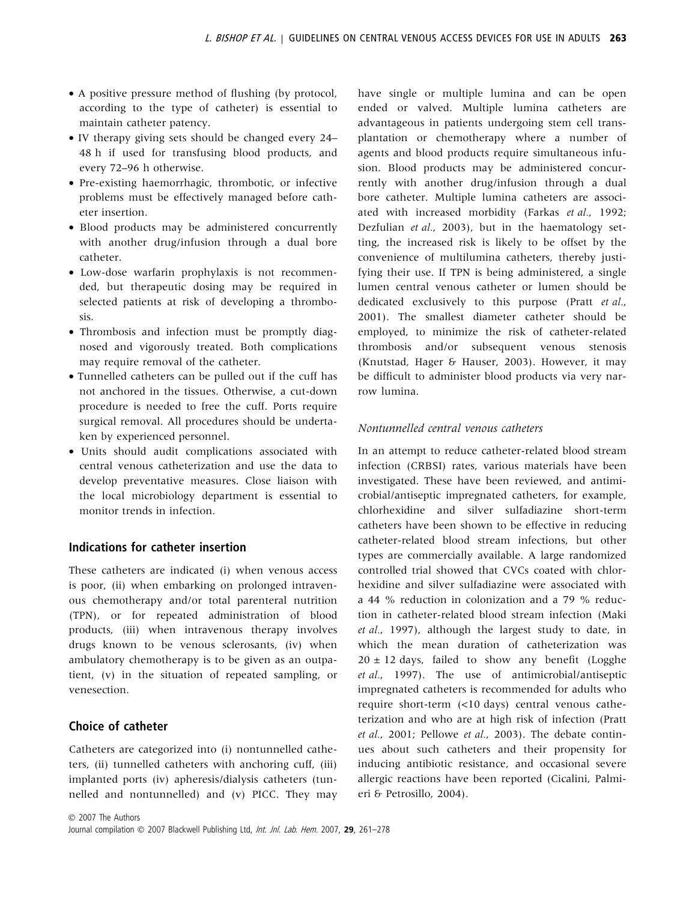- A positive pressure method of flushing (by protocol, according to the type of catheter) is essential to maintain catheter patency.
- IV therapy giving sets should be changed every 24–48 h if used for transfusing blood products, and every 72–96 h otherwise.
- Pre-existing haemorrhagic, thrombotic, or infective problems must be effectively managed before catheter insertion.
- Blood products may be administered concurrently with another drug/infusion through a dual bore catheter.
- Low-dose warfarin prophylaxis is not recommended, but therapeutic dosing may be required in selected patients at risk of developing a thrombosis.
- Thrombosis and infection must be promptly diagnosed and vigorously treated. Both complications may require removal of the catheter.
- Tunnelled catheters can be pulled out if the cuff has not anchored in the tissues. Otherwise, a cut-down procedure is needed to free the cuff. Ports require surgical removal. All procedures should be undertaken by experienced personnel.
- Units should audit complications associated with central venous catheterization and use the data to develop preventative measures. Close liaison with the local microbiology department is essential to monitor trends in infection.

## Indications for catheter insertion

These catheters are indicated (i) when venous access is poor, (ii) when embarking on prolonged intravenous chemotherapy and/or total parenteral nutrition (TPN), or for repeated administration of blood products, (iii) when intravenous therapy involves drugs known to be venous sclerosants, (iv) when ambulatory chemotherapy is to be given as an outpatient, (v) in the situation of repeated sampling, or venesection.

## Choice of catheter

Catheters are categorized into (i) nontunnelled catheters, (ii) tunnelled catheters with anchoring cuff, (iii) implanted ports (iv) apheresis/dialysis catheters (tunnelled and nontunnelled) and (v) PICC. They may have single or multiple lumina and can be open ended or valved. Multiple lumina catheters are advantageous in patients undergoing stem cell transplantation or chemotherapy where a number of agents and blood products require simultaneous infusion. Blood products may be administered concurrently with another drug/infusion through a dual bore catheter. Multiple lumina catheters are associated with increased morbidity (Farkas *et al.*, 1992; Dezfulian *et al.*, 2003), but in the haematology setting, the increased risk is likely to be offset by the convenience of multilumina catheters, thereby justifying their use. If TPN is being administered, a single lumen central venous catheter or lumen should be dedicated exclusively to this purpose (Pratt *et al.*, 2001). The smallest diameter catheter should be employed, to minimize the risk of catheter-related thrombosis and/or subsequent venous stenosis (Knutstad, Hager & Hauser, 2003). However, it may be difficult to administer blood products via very narrow lumina.

### *Nontunnelled central venous catheters*

In an attempt to reduce catheter-related blood stream infection (CRBSI) rates, various materials have been investigated. These have been reviewed, and antimicrobial/antiseptic impregnated catheters, for example, chlorhexidine and silver sulfadiazine short-term catheters have been shown to be effective in reducing catheter-related blood stream infections, but other types are commercially available. A large randomized controlled trial showed that CVCs coated with chlorhexidine and silver sulfadiazine were associated with a 44 % reduction in colonization and a 79 % reduction in catheter-related blood stream infection (Maki *et al.*, 1997), although the largest study to date, in which the mean duration of catheterization was $20 \pm 12$ days, failed to show any benefit (Logghe *et al.*, 1997). The use of antimicrobial/antiseptic impregnated catheters is recommended for adults who require short-term (<10 days) central venous catheterization and who are at high risk of infection (Pratt *et al.*, 2001; Pellowe *et al.*, 2003). The debate continues about such catheters and their propensity for inducing antibiotic resistance, and occasional severe allergic reactions have been reported (Cicalini, Palmieri & Petrosillo, 2004).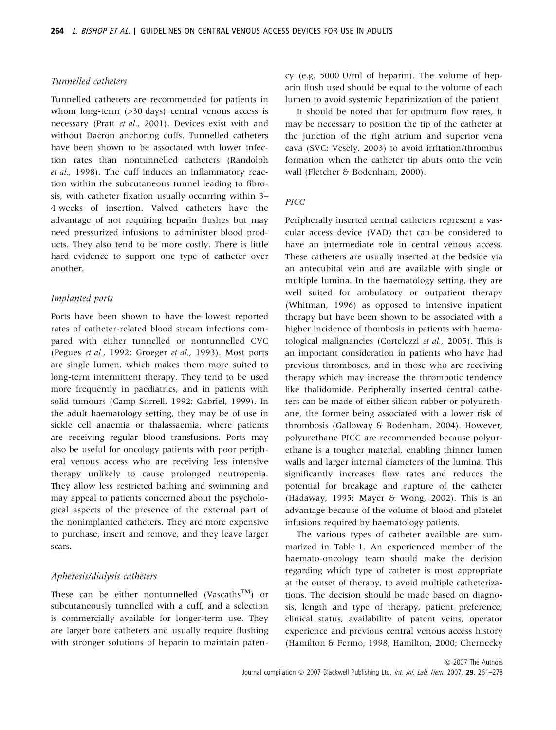### *Tunnelled catheters*

Tunnelled catheters are recommended for patients in whom long-term (>30 days) central venous access is necessary (Pratt *et al.*, 2001). Devices exist with and without Dacron anchoring cuffs. Tunnelled catheters have been shown to be associated with lower infection rates than nontunnelled catheters (Randolph *et al.*, 1998). The cuff induces an inflammatory reaction within the subcutaneous tunnel leading to fibrosis, with catheter fixation usually occurring within 3–4 weeks of insertion. Valved catheters have the advantage of not requiring heparin flushes but may need pressurized infusions to administer blood products. They also tend to be more costly. There is little hard evidence to support one type of catheter over another.

### *Implanted ports*

Ports have been shown to have the lowest reported rates of catheter-related blood stream infections compared with either tunnelled or nontunnelled CVC (Pegues *et al.*, 1992; Groeger *et al.*, 1993). Most ports are single lumen, which makes them more suited to long-term intermittent therapy. They tend to be used more frequently in paediatrics, and in patients with solid tumours (Camp-Sorrell, 1992; Gabriel, 1999). In the adult haematology setting, they may be of use in sickle cell anaemia or thalassaemia, where patients are receiving regular blood transfusions. Ports may also be useful for oncology patients with poor peripheral venous access who are receiving less intensive therapy unlikely to cause prolonged neutropenia. They allow less restricted bathing and swimming and may appeal to patients concerned about the psychological aspects of the presence of the external part of the nonimplanted catheters. They are more expensive to purchase, insert and remove, and they leave larger scars.

### *Apheresis/dialysis catheters*

These can be either nontunnelled (Vascaths™) or subcutaneously tunnelled with a cuff, and a selection is commercially available for longer-term use. They are larger bore catheters and usually require flushing with stronger solutions of heparin to maintain patency (e.g. 5000 U/ml of heparin). The volume of heparin flush used should be equal to the volume of each lumen to avoid systemic heparinization of the patient.

It should be noted that for optimum flow rates, it may be necessary to position the tip of the catheter at the junction of the right atrium and superior vena cava (SVC; Vesely, 2003) to avoid irritation/thrombus formation when the catheter tip abuts onto the vein wall (Fletcher & Bodenham, 2000).

### *PICC*

Peripherally inserted central catheters represent a vascular access device (VAD) that can be considered to have an intermediate role in central venous access. These catheters are usually inserted at the bedside via an antecubital vein and are available with single or multiple lumina. In the haematology setting, they are well suited for ambulatory or outpatient therapy (Whitman, 1996) as opposed to intensive inpatient therapy but have been shown to be associated with a higher incidence of thombosis in patients with haematological malignancies (Cortelezzi *et al.*, 2005). This is an important consideration in patients who have had previous thromboses, and in those who are receiving therapy which may increase the thrombotic tendency like thalidomide. Peripherally inserted central catheters can be made of either silicon rubber or polyurethane, the former being associated with a lower risk of thrombosis (Galloway & Bodenham, 2004). However, polyurethane PICC are recommended because polyurethane is a tougher material, enabling thinner lumen walls and larger internal diameters of the lumina. This significantly increases flow rates and reduces the potential for breakage and rupture of the catheter (Hadaway, 1995; Mayer & Wong, 2002). This is an advantage because of the volume of blood and platelet infusions required by haematology patients.

The various types of catheter available are summarized in Table 1. An experienced member of the haemato-oncology team should make the decision regarding which type of catheter is most appropriate at the outset of therapy, to avoid multiple catheterizations. The decision should be made based on diagnosis, length and type of therapy, patient preference, clinical status, availability of patent veins, operator experience and previous central venous access history (Hamilton & Fermo, 1998; Hamilton, 2000; Chernecky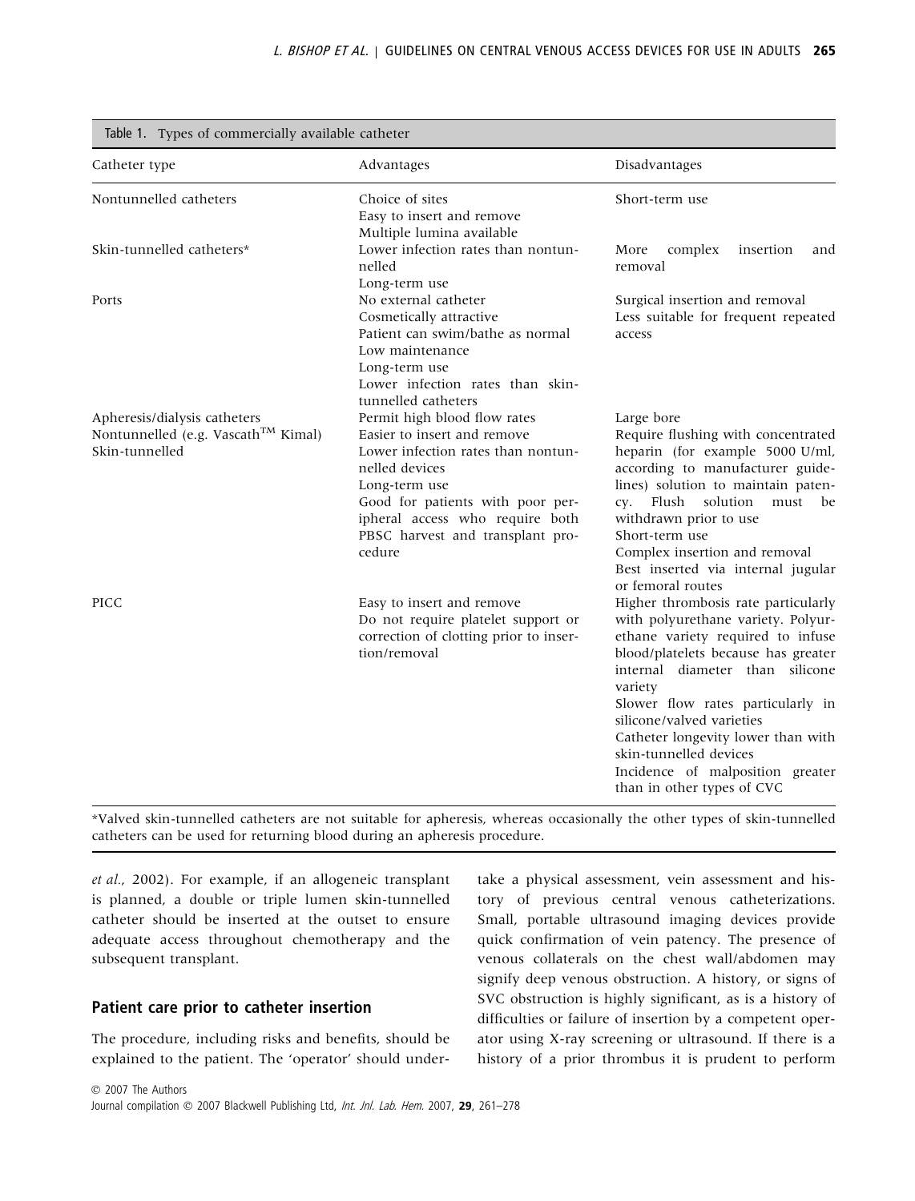Table 1. Types of commercially available catheter

| Catheter type | Advantages | Disadvantages |
|---|---|---|
| Nontunnelled catheters | Choice of sites<br>Easy to insert and remove<br>Multiple lumina available | Short-term use |
| Skin-tunnelled catheters* | Lower infection rates than nontunnelled<br>Long-term use | More complex insertion and removal |
| Ports | No external catheter<br>Cosmetically attractive<br>Patient can swim/bathe as normal<br>Low maintenance<br>Long-term use<br>Lower infection rates than skin-tunnelled catheters | Surgical insertion and removal<br>Less suitable for frequent repeated access |
| Apheresis/dialysis catheters<br>Nontunnelled (e.g. Vascath™ Kimal)<br>Skin-tunnelled | Permit high blood flow rates<br>Easier to insert and remove<br>Lower infection rates than nontunnelled devices<br>Long-term use<br>Good for patients with poor peripheral access who require both PBSC harvest and transplant procedure | Large bore<br>Require flushing with concentrated heparin (for example 5000 U/ml, according to manufacturer guidelines) solution to maintain patency. Flush solution must be withdrawn prior to use<br>Short-term use<br>Complex insertion and removal<br>Best inserted via internal jugular or femoral routes |
| PICC | Easy to insert and remove<br>Do not require platelet support or correction of clotting prior to insertion/removal | Higher thrombosis rate particularly with polyurethane variety. Polyurethane variety required to infuse blood/platelets because has greater internal diameter than silicone variety<br>Slower flow rates particularly in silicone/valved varieties<br>Catheter longevity lower than with skin-tunnelled devices<br>Incidence of malposition greater than in other types of CVC |

*Valved skin-tunnelled catheters are not suitable for apheresis, whereas occasionally the other types of skin-tunnelled catheters can be used for returning blood during an apheresis procedure.

*et al.*, 2002). For example, if an allogeneic transplant is planned, a double or triple lumen skin-tunnelled catheter should be inserted at the outset to ensure adequate access throughout chemotherapy and the subsequent transplant.

## Patient care prior to catheter insertion

The procedure, including risks and benefits, should be explained to the patient. The 'operator' should undertake a physical assessment, vein assessment and history of previous central venous catheterizations. Small, portable ultrasound imaging devices provide quick confirmation of vein patency. The presence of venous collaterals on the chest wall/abdomen may signify deep venous obstruction. A history, or signs of SVC obstruction is highly significant, as is a history of difficulties or failure of insertion by a competent operator using X-ray screening or ultrasound. If there is a history of a prior thrombus it is prudent to perform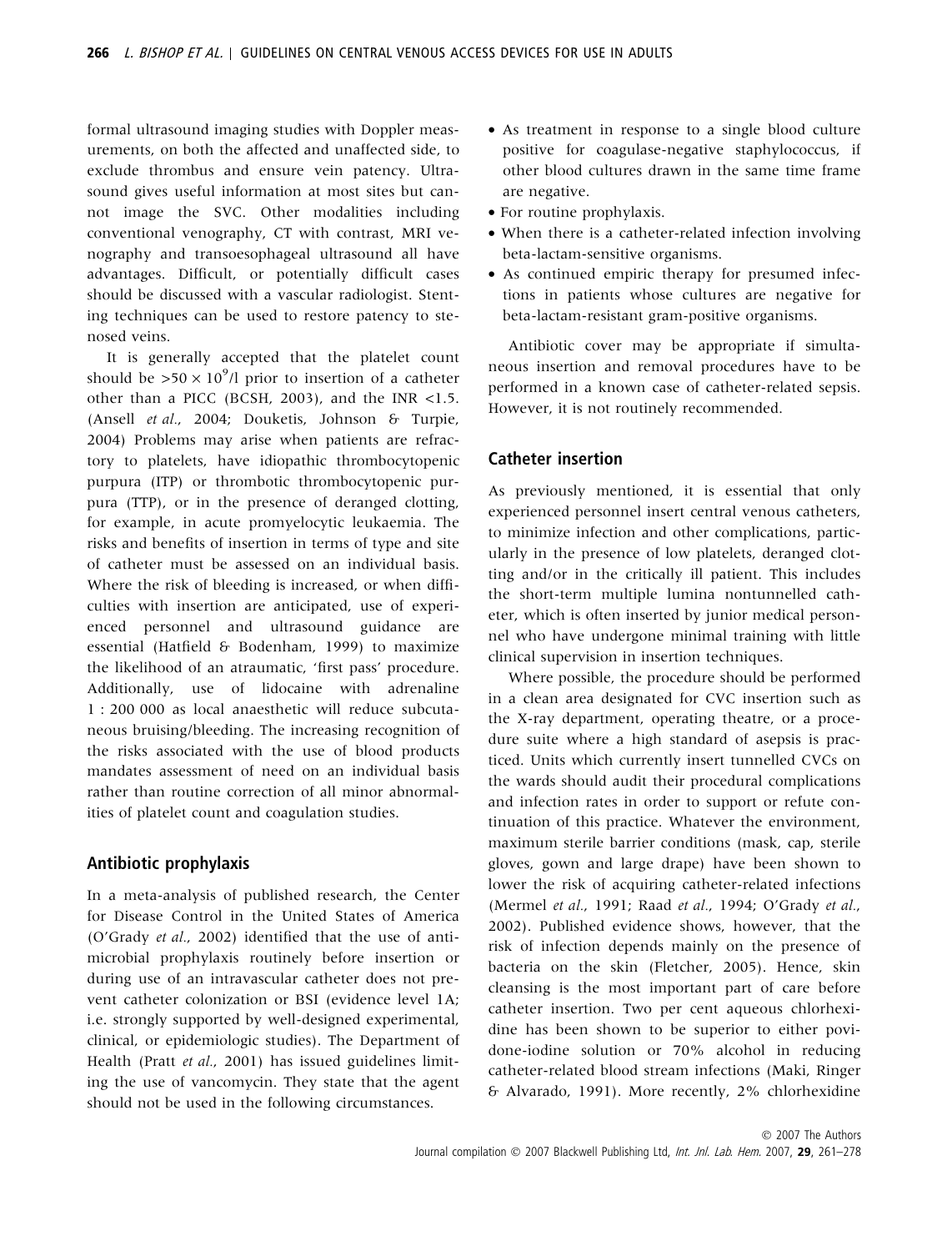formal ultrasound imaging studies with Doppler measurements, on both the affected and unaffected side, to exclude thrombus and ensure vein patency. Ultrasound gives useful information at most sites but cannot image the SVC. Other modalities including conventional venography, CT with contrast, MRI venography and transoesophageal ultrasound all have advantages. Difficult, or potentially difficult cases should be discussed with a vascular radiologist. Stenting techniques can be used to restore patency to stenosed veins.

It is generally accepted that the platelet count should be $>50 \times 10^9$/l prior to insertion of a catheter other than a PICC (BCSH, 2003), and the INR <1.5. (Ansell *et al.*, 2004; Douketis, Johnson & Turpie, 2004) Problems may arise when patients are refractory to platelets, have idiopathic thrombocytopenic purpura (ITP) or thrombotic thrombocytopenic purpura (TTP), or in the presence of deranged clotting, for example, in acute promyelocytic leukaemia. The risks and benefits of insertion in terms of type and site of catheter must be assessed on an individual basis. Where the risk of bleeding is increased, or when difficulties with insertion are anticipated, use of experienced personnel and ultrasound guidance are essential (Hatfield & Bodenham, 1999) to maximize the likelihood of an atraumatic, 'first pass' procedure. Additionally, use of lidocaine with adrenaline 1 : 200 000 as local anaesthetic will reduce subcutaneous bruising/bleeding. The increasing recognition of the risks associated with the use of blood products mandates assessment of need on an individual basis rather than routine correction of all minor abnormalities of platelet count and coagulation studies.

## Antibiotic prophylaxis

In a meta-analysis of published research, the Center for Disease Control in the United States of America (O'Grady *et al.*, 2002) identified that the use of antimicrobial prophylaxis routinely before insertion or during use of an intravascular catheter does not prevent catheter colonization or BSI (evidence level 1A; i.e. strongly supported by well-designed experimental, clinical, or epidemiologic studies). The Department of Health (Pratt *et al.*, 2001) has issued guidelines limiting the use of vancomycin. They state that the agent should not be used in the following circumstances.

- As treatment in response to a single blood culture positive for coagulase-negative staphylococcus, if other blood cultures drawn in the same time frame are negative.
- For routine prophylaxis.
- When there is a catheter-related infection involving beta-lactam-sensitive organisms.
- As continued empiric therapy for presumed infections in patients whose cultures are negative for beta-lactam-resistant gram-positive organisms.

Antibiotic cover may be appropriate if simultaneous insertion and removal procedures have to be performed in a known case of catheter-related sepsis. However, it is not routinely recommended.

## Catheter insertion

As previously mentioned, it is essential that only experienced personnel insert central venous catheters, to minimize infection and other complications, particularly in the presence of low platelets, deranged clotting and/or in the critically ill patient. This includes the short-term multiple lumina nontunnelled catheter, which is often inserted by junior medical personnel who have undergone minimal training with little clinical supervision in insertion techniques.

Where possible, the procedure should be performed in a clean area designated for CVC insertion such as the X-ray department, operating theatre, or a procedure suite where a high standard of asepsis is practiced. Units which currently insert tunnelled CVCs on the wards should audit their procedural complications and infection rates in order to support or refute continuation of this practice. Whatever the environment, maximum sterile barrier conditions (mask, cap, sterile gloves, gown and large drape) have been shown to lower the risk of acquiring catheter-related infections (Mermel *et al.*, 1991; Raad *et al.*, 1994; O'Grady *et al.*, 2002). Published evidence shows, however, that the risk of infection depends mainly on the presence of bacteria on the skin (Fletcher, 2005). Hence, skin cleansing is the most important part of care before catheter insertion. Two per cent aqueous chlorhexidine has been shown to be superior to either povidone-iodine solution or 70% alcohol in reducing catheter-related blood stream infections (Maki, Ringer & Alvarado, 1991). More recently, 2% chlorhexidine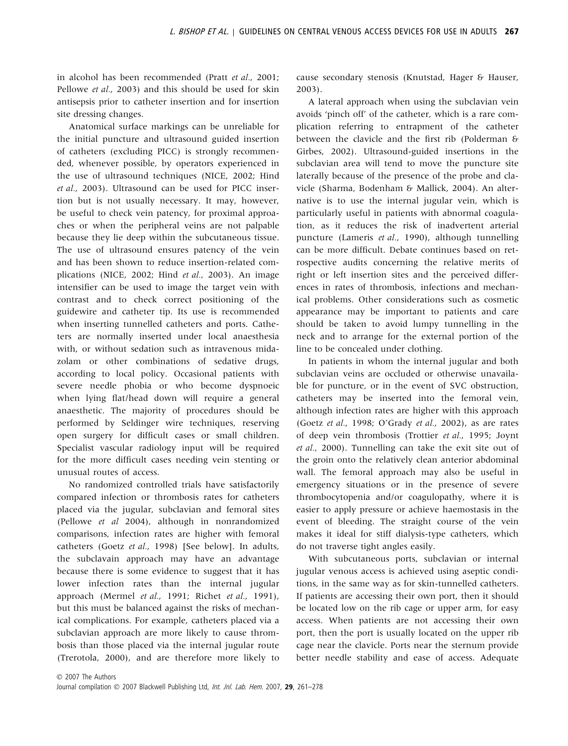in alcohol has been recommended (Pratt *et al.*, 2001; Pellowe *et al.*, 2003) and this should be used for skin antisepsis prior to catheter insertion and for insertion site dressing changes.

Anatomical surface markings can be unreliable for the initial puncture and ultrasound guided insertion of catheters (excluding PICC) is strongly recommended, whenever possible, by operators experienced in the use of ultrasound techniques (NICE, 2002; Hind *et al.*, 2003). Ultrasound can be used for PICC insertion but is not usually necessary. It may, however, be useful to check vein patency, for proximal approaches or when the peripheral veins are not palpable because they lie deep within the subcutaneous tissue. The use of ultrasound ensures patency of the vein and has been shown to reduce insertion-related complications (NICE, 2002; Hind *et al.*, 2003). An image intensifier can be used to image the target vein with contrast and to check correct positioning of the guidewire and catheter tip. Its use is recommended when inserting tunnelled catheters and ports. Catheters are normally inserted under local anaesthesia with, or without sedation such as intravenous midazolam or other combinations of sedative drugs, according to local policy. Occasional patients with severe needle phobia or who become dyspnoeic when lying flat/head down will require a general anaesthetic. The majority of procedures should be performed by Seldinger wire techniques, reserving open surgery for difficult cases or small children. Specialist vascular radiology input will be required for the more difficult cases needing vein stenting or unusual routes of access.

No randomized controlled trials have satisfactorily compared infection or thrombosis rates for catheters placed via the jugular, subclavian and femoral sites (Pellowe *et al* 2004), although in nonrandomized comparisons, infection rates are higher with femoral catheters (Goetz *et al.*, 1998) [See below]. In adults, the subclavain approach may have an advantage because there is some evidence to suggest that it has lower infection rates than the internal jugular approach (Mermel *et al.*, 1991; Richet *et al.*, 1991), but this must be balanced against the risks of mechanical complications. For example, catheters placed via a subclavian approach are more likely to cause thrombosis than those placed via the internal jugular route (Trerotola, 2000), and are therefore more likely to cause secondary stenosis (Knutstad, Hager & Hauser, 2003).

A lateral approach when using the subclavian vein avoids 'pinch off' of the catheter, which is a rare complication referring to entrapment of the catheter between the clavicle and the first rib (Polderman & Girbes, 2002). Ultrasound-guided insertions in the subclavian area will tend to move the puncture site laterally because of the presence of the probe and clavicle (Sharma, Bodenham & Mallick, 2004). An alternative is to use the internal jugular vein, which is particularly useful in patients with abnormal coagulation, as it reduces the risk of inadvertent arterial puncture (Lameris *et al.*, 1990), although tunnelling can be more difficult. Debate continues based on retrospective audits concerning the relative merits of right or left insertion sites and the perceived differences in rates of thrombosis, infections and mechanical problems. Other considerations such as cosmetic appearance may be important to patients and care should be taken to avoid lumpy tunnelling in the neck and to arrange for the external portion of the line to be concealed under clothing.

In patients in whom the internal jugular and both subclavian veins are occluded or otherwise unavailable for puncture, or in the event of SVC obstruction, catheters may be inserted into the femoral vein, although infection rates are higher with this approach (Goetz *et al.*, 1998; O'Grady *et al.*, 2002), as are rates of deep vein thrombosis (Trottier *et al.*, 1995; Joynt *et al.*, 2000). Tunnelling can take the exit site out of the groin onto the relatively clean anterior abdominal wall. The femoral approach may also be useful in emergency situations or in the presence of severe thrombocytopenia and/or coagulopathy, where it is easier to apply pressure or achieve haemostasis in the event of bleeding. The straight course of the vein makes it ideal for stiff dialysis-type catheters, which do not traverse tight angles easily.

With subcutaneous ports, subclavian or internal jugular venous access is achieved using aseptic conditions, in the same way as for skin-tunnelled catheters. If patients are accessing their own port, then it should be located low on the rib cage or upper arm, for easy access. When patients are not accessing their own port, then the port is usually located on the upper rib cage near the clavicle. Ports near the sternum provide better needle stability and ease of access. Adequate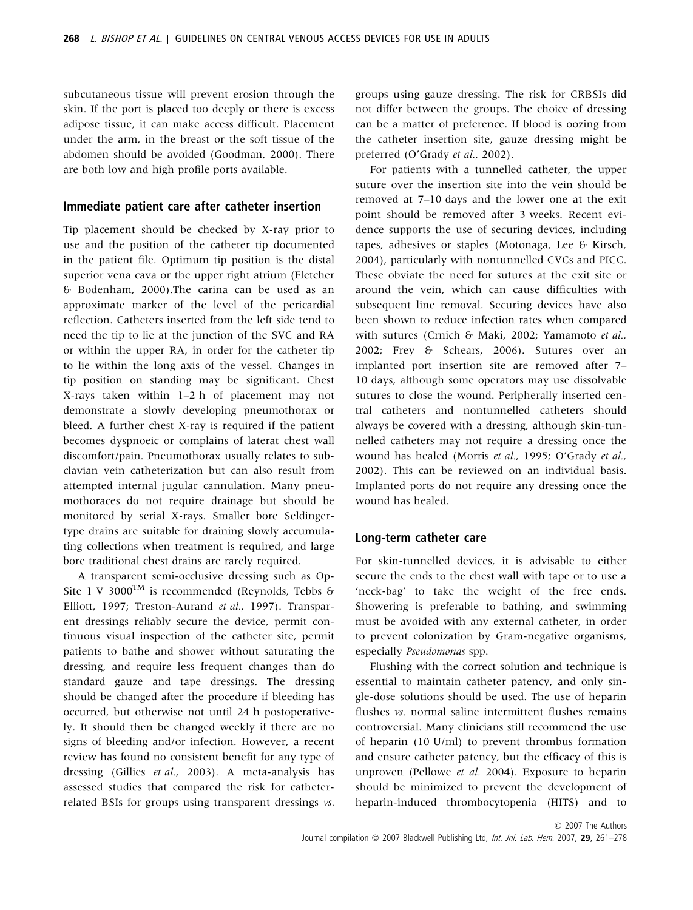subcutaneous tissue will prevent erosion through the skin. If the port is placed too deeply or there is excess adipose tissue, it can make access difficult. Placement under the arm, in the breast or the soft tissue of the abdomen should be avoided (Goodman, 2000). There are both low and high profile ports available.

## Immediate patient care after catheter insertion

Tip placement should be checked by X-ray prior to use and the position of the catheter tip documented in the patient file. Optimum tip position is the distal superior vena cava or the upper right atrium (Fletcher & Bodenham, 2000).The carina can be used as an approximate marker of the level of the pericardial reflection. Catheters inserted from the left side tend to need the tip to lie at the junction of the SVC and RA or within the upper RA, in order for the catheter tip to lie within the long axis of the vessel. Changes in tip position on standing may be significant. Chest X-rays taken within 1–2 h of placement may not demonstrate a slowly developing pneumothorax or bleed. A further chest X-ray is required if the patient becomes dyspnoeic or complains of laterat chest wall discomfort/pain. Pneumothorax usually relates to subclavian vein catheterization but can also result from attempted internal jugular cannulation. Many pneumothoraces do not require drainage but should be monitored by serial X-rays. Smaller bore Seldinger-type drains are suitable for draining slowly accumulating collections when treatment is required, and large bore traditional chest drains are rarely required.

A transparent semi-occlusive dressing such as Op-Site 1 V 3000™ is recommended (Reynolds, Tebbs & Elliott, 1997; Treston-Aurand *et al.*, 1997). Transparent dressings reliably secure the device, permit continuous visual inspection of the catheter site, permit patients to bathe and shower without saturating the dressing, and require less frequent changes than do standard gauze and tape dressings. The dressing should be changed after the procedure if bleeding has occurred, but otherwise not until 24 h postoperatively. It should then be changed weekly if there are no signs of bleeding and/or infection. However, a recent review has found no consistent benefit for any type of dressing (Gillies *et al.*, 2003). A meta-analysis has assessed studies that compared the risk for catheter-related BSIs for groups using transparent dressings *vs.* groups using gauze dressing. The risk for CRBSIs did not differ between the groups. The choice of dressing can be a matter of preference. If blood is oozing from the catheter insertion site, gauze dressing might be preferred (O'Grady *et al.*, 2002).

For patients with a tunnelled catheter, the upper suture over the insertion site into the vein should be removed at 7–10 days and the lower one at the exit point should be removed after 3 weeks. Recent evidence supports the use of securing devices, including tapes, adhesives or staples (Motonaga, Lee & Kirsch, 2004), particularly with nontunnelled CVCs and PICC. These obviate the need for sutures at the exit site or around the vein, which can cause difficulties with subsequent line removal. Securing devices have also been shown to reduce infection rates when compared with sutures (Crnich & Maki, 2002; Yamamoto *et al.*, 2002; Frey & Schears, 2006). Sutures over an implanted port insertion site are removed after 7–10 days, although some operators may use dissolvable sutures to close the wound. Peripherally inserted central catheters and nontunnelled catheters should always be covered with a dressing, although skin-tunnelled catheters may not require a dressing once the wound has healed (Morris *et al.*, 1995; O'Grady *et al.*, 2002). This can be reviewed on an individual basis. Implanted ports do not require any dressing once the wound has healed.

## Long-term catheter care

For skin-tunnelled devices, it is advisable to either secure the ends to the chest wall with tape or to use a 'neck-bag' to take the weight of the free ends. Showering is preferable to bathing, and swimming must be avoided with any external catheter, in order to prevent colonization by Gram-negative organisms, especially *Pseudomonas* spp.

Flushing with the correct solution and technique is essential to maintain catheter patency, and only single-dose solutions should be used. The use of heparin flushes *vs.* normal saline intermittent flushes remains controversial. Many clinicians still recommend the use of heparin (10 U/ml) to prevent thrombus formation and ensure catheter patency, but the efficacy of this is unproven (Pellowe *et al.* 2004). Exposure to heparin should be minimized to prevent the development of heparin-induced thrombocytopenia (HITS) and to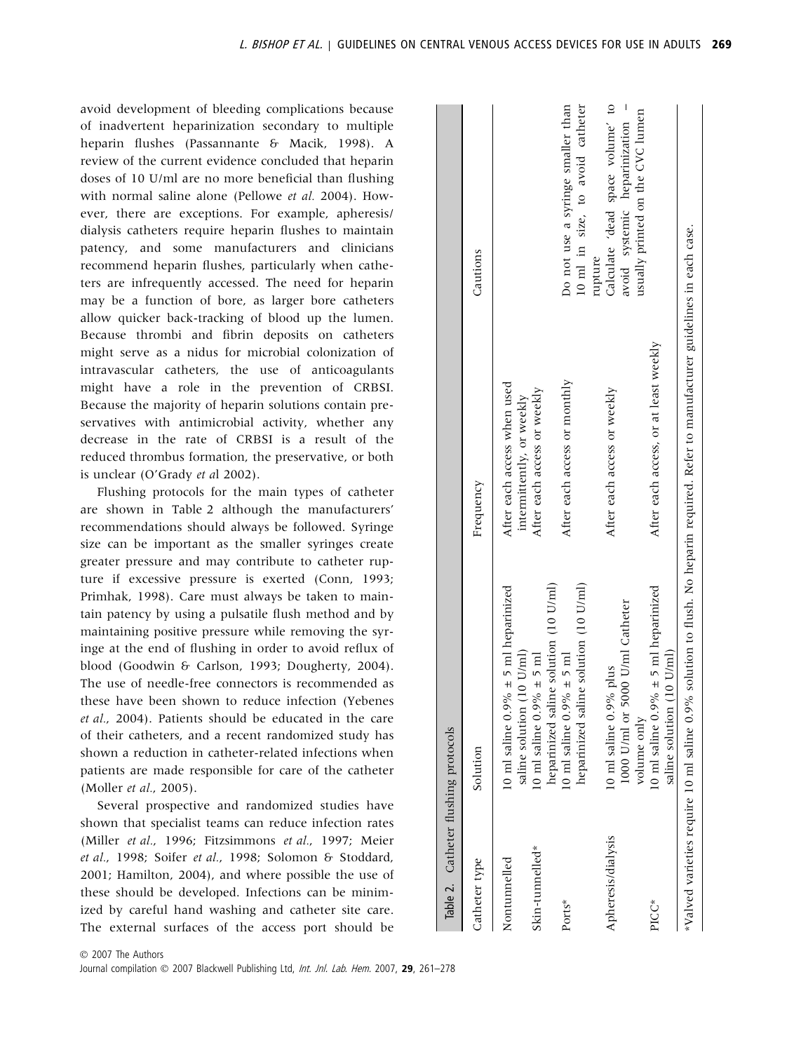avoid development of bleeding complications because of inadvertent heparinization secondary to multiple heparin flushes (Passannante & Macik, 1998). A review of the current evidence concluded that heparin doses of 10 U/ml are no more beneficial than flushing with normal saline alone (Pellowe *et al.* 2004). However, there are exceptions. For example, apheresis/dialysis catheters require heparin flushes to maintain patency, and some manufacturers and clinicians recommend heparin flushes, particularly when catheters are infrequently accessed. The need for heparin may be a function of bore, as larger bore catheters allow quicker back-tracking of blood up the lumen. Because thrombi and fibrin deposits on catheters might serve as a nidus for microbial colonization of intravascular catheters, the use of anticoagulants might have a role in the prevention of CRBSI. Because the majority of heparin solutions contain preservatives with antimicrobial activity, whether any decrease in the rate of CRBSI is a result of the reduced thrombus formation, the preservative, or both is unclear (O'Grady *et a*l 2002).

Flushing protocols for the main types of catheter are shown in Table 2 although the manufacturers' recommendations should always be followed. Syringe size can be important as the smaller syringes create greater pressure and may contribute to catheter rupture if excessive pressure is exerted (Conn, 1993; Primhak, 1998). Care must always be taken to maintain patency by using a pulsatile flush method and by maintaining positive pressure while removing the syringe at the end of flushing in order to avoid reflux of blood (Goodwin & Carlson, 1993; Dougherty, 2004). The use of needle-free connectors is recommended as these have been shown to reduce infection (Yebenes *et al.*, 2004). Patients should be educated in the care of their catheters, and a recent randomized study has shown a reduction in catheter-related infections when patients are made responsible for care of the catheter (Moller *et al.*, 2005).

Several prospective and randomized studies have shown that specialist teams can reduce infection rates (Miller *et al.*, 1996; Fitzsimmons *et al.*, 1997; Meier *et al.*, 1998; Soifer *et al.*, 1998; Solomon & Stoddard, 2001; Hamilton, 2004), and where possible the use of these should be developed. Infections can be minimized by careful hand washing and catheter site care. The external surfaces of the access port should be

**Table 2.** Catheter flushing protocols

| Catheter type | Solution | Frequency | Cautions |
|---|---|---|---|
| Nontunnelled | 10 ml saline 0.9% ± 5 ml heparinized saline solution (10 U/ml) | After each access when used intermittently, or weekly | |
| Skin-tunnelled* | 10 ml saline 0.9% ± 5 ml heparinized saline solution (10 U/ml) | After each access or weekly | |
| Ports* | 10 ml saline 0.9% ± 5 ml heparinized saline solution (10 U/ml) | After each access or monthly | Do not use a syringe smaller than 10 ml in size, to avoid catheter rupture |
| Apheresis/dialysis | 10 ml saline 0.9% plus 1000 U/ml or 5000 U/ml Catheter volume only | After each access or weekly | Calculate 'dead space volume' to avoid systemic heparinization – usually printed on the CVC lumen |
| PICC* | 10 ml saline 0.9% ± 5 ml heparinized saline solution (10 U/ml) | After each access, or at least weekly | |

*Valved varieties require 10 ml saline 0.9% solution to flush. No heparin required. Refer to manufacturer guidelines in each case.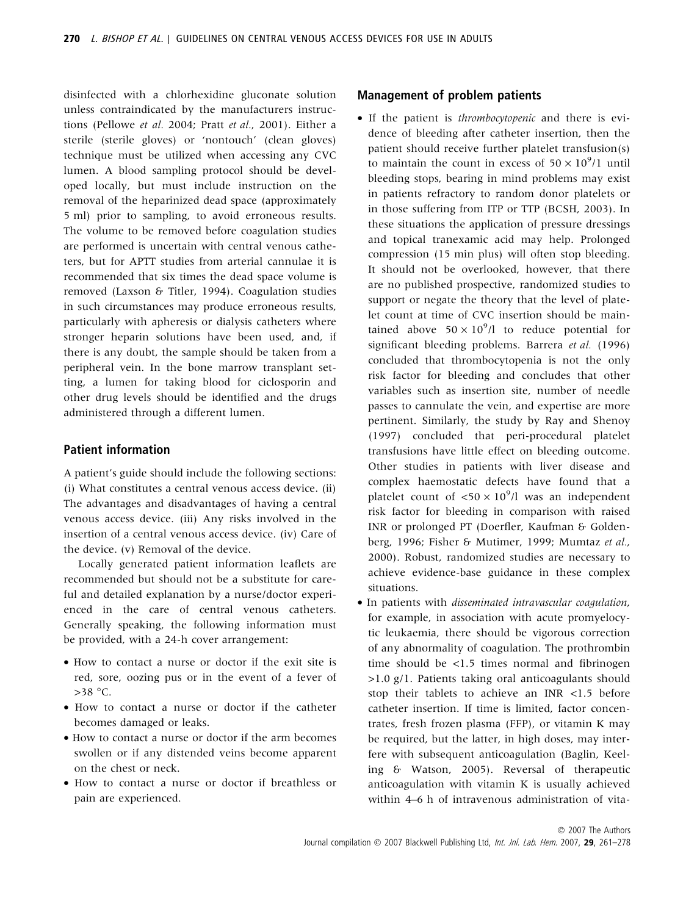disinfected with a chlorhexidine gluconate solution unless contraindicated by the manufacturers instructions (Pellowe *et al.* 2004; Pratt *et al.*, 2001). Either a sterile (sterile gloves) or 'nontouch' (clean gloves) technique must be utilized when accessing any CVC lumen. A blood sampling protocol should be developed locally, but must include instruction on the removal of the heparinized dead space (approximately 5 ml) prior to sampling, to avoid erroneous results. The volume to be removed before coagulation studies are performed is uncertain with central venous catheters, but for APTT studies from arterial cannulae it is recommended that six times the dead space volume is removed (Laxson & Titler, 1994). Coagulation studies in such circumstances may produce erroneous results, particularly with apheresis or dialysis catheters where stronger heparin solutions have been used, and, if there is any doubt, the sample should be taken from a peripheral vein. In the bone marrow transplant setting, a lumen for taking blood for ciclosporin and other drug levels should be identified and the drugs administered through a different lumen.

## Patient information

A patient's guide should include the following sections: (i) What constitutes a central venous access device. (ii) The advantages and disadvantages of having a central venous access device. (iii) Any risks involved in the insertion of a central venous access device. (iv) Care of the device. (v) Removal of the device.

Locally generated patient information leaflets are recommended but should not be a substitute for careful and detailed explanation by a nurse/doctor experienced in the care of central venous catheters. Generally speaking, the following information must be provided, with a 24-h cover arrangement:

- How to contact a nurse or doctor if the exit site is red, sore, oozing pus or in the event of a fever of >38 °C.
- How to contact a nurse or doctor if the catheter becomes damaged or leaks.
- How to contact a nurse or doctor if the arm becomes swollen or if any distended veins become apparent on the chest or neck.
- How to contact a nurse or doctor if breathless or pain are experienced.

## Management of problem patients

- If the patient is *thrombocytopenic* and there is evidence of bleeding after catheter insertion, then the patient should receive further platelet transfusion(s) to maintain the count in excess of $50 \times 10^9$/l until bleeding stops, bearing in mind problems may exist in patients refractory to random donor platelets or in those suffering from ITP or TTP (BCSH, 2003). In these situations the application of pressure dressings and topical tranexamic acid may help. Prolonged compression (15 min plus) will often stop bleeding. It should not be overlooked, however, that there are no published prospective, randomized studies to support or negate the theory that the level of platelet count at time of CVC insertion should be maintained above $50 \times 10^9$/l to reduce potential for significant bleeding problems. Barrera *et al.* (1996) concluded that thrombocytopenia is not the only risk factor for bleeding and concludes that other variables such as insertion site, number of needle passes to cannulate the vein, and expertise are more pertinent. Similarly, the study by Ray and Shenoy (1997) concluded that peri-procedural platelet transfusions have little effect on bleeding outcome. Other studies in patients with liver disease and complex haemostatic defects have found that a platelet count of $<50 \times 10^9$/l was an independent risk factor for bleeding in comparison with raised INR or prolonged PT (Doerfler, Kaufman & Goldenberg, 1996; Fisher & Mutimer, 1999; Mumtaz *et al.*, 2000). Robust, randomized studies are necessary to achieve evidence-base guidance in these complex situations.
- In patients with *disseminated intravascular coagulation*, for example, in association with acute promyelocytic leukaemia, there should be vigorous correction of any abnormality of coagulation. The prothrombin time should be <1.5 times normal and fibrinogen >1.0 g/l. Patients taking oral anticoagulants should stop their tablets to achieve an INR <1.5 before catheter insertion. If time is limited, factor concentrates, fresh frozen plasma (FFP), or vitamin K may be required, but the latter, in high doses, may interfere with subsequent anticoagulation (Baglin, Keeling & Watson, 2005). Reversal of therapeutic anticoagulation with vitamin K is usually achieved within 4–6 h of intravenous administration of vita-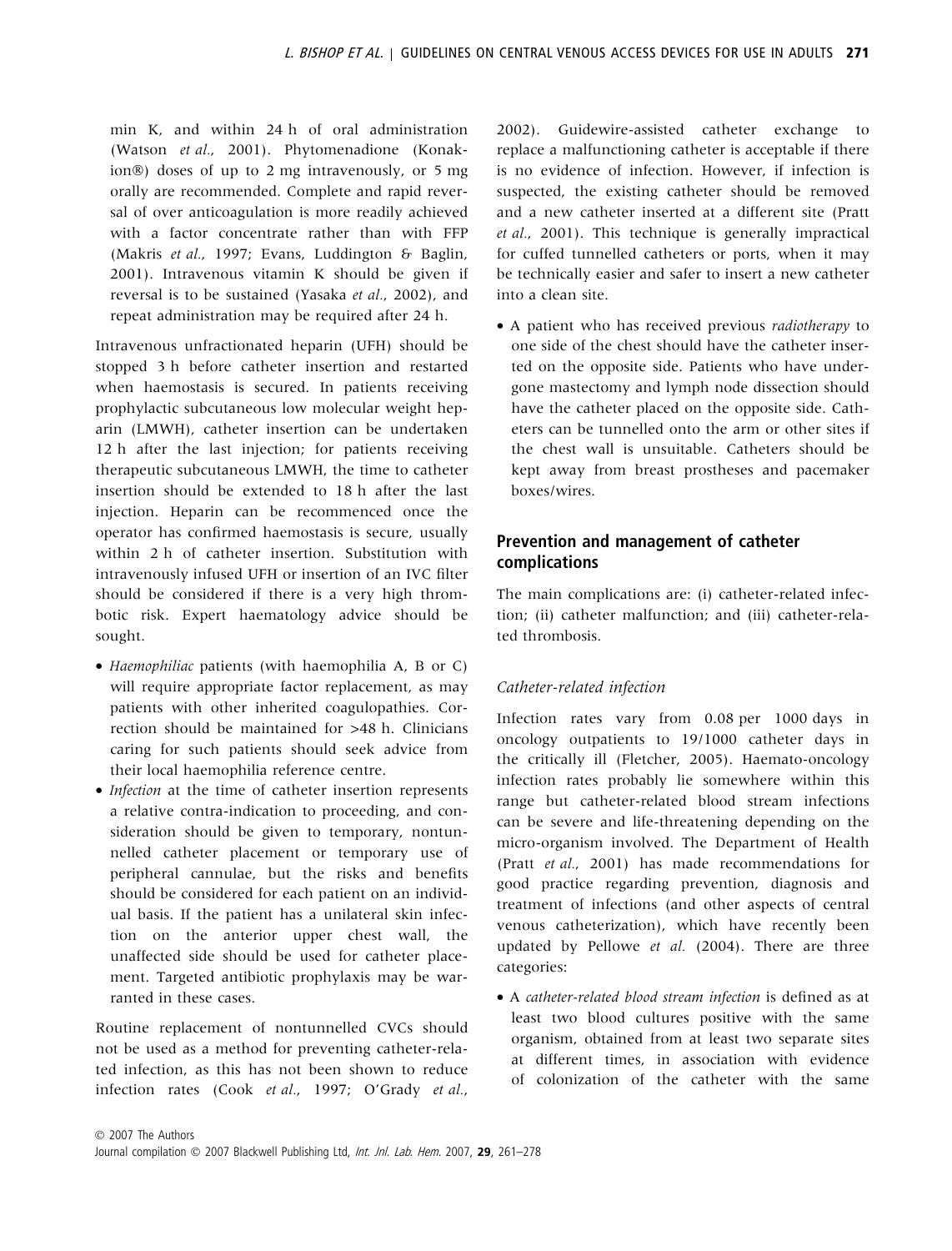min K, and within 24 h of oral administration (Watson *et al.*, 2001). Phytomenadione (Konakion®) doses of up to 2 mg intravenously, or 5 mg orally are recommended. Complete and rapid reversal of over anticoagulation is more readily achieved with a factor concentrate rather than with FFP (Makris *et al.*, 1997; Evans, Luddington & Baglin, 2001). Intravenous vitamin K should be given if reversal is to be sustained (Yasaka *et al.*, 2002), and repeat administration may be required after 24 h.

Intravenous unfractionated heparin (UFH) should be stopped 3 h before catheter insertion and restarted when haemostasis is secured. In patients receiving prophylactic subcutaneous low molecular weight heparin (LMWH), catheter insertion can be undertaken 12 h after the last injection; for patients receiving therapeutic subcutaneous LMWH, the time to catheter insertion should be extended to 18 h after the last injection. Heparin can be recommenced once the operator has confirmed haemostasis is secure, usually within 2 h of catheter insertion. Substitution with intravenously infused UFH or insertion of an IVC filter should be considered if there is a very high thrombotic risk. Expert haematology advice should be sought.

- *Haemophiliac* patients (with haemophilia A, B or C) will require appropriate factor replacement, as may patients with other inherited coagulopathies. Correction should be maintained for >48 h. Clinicians caring for such patients should seek advice from their local haemophilia reference centre.
- *Infection* at the time of catheter insertion represents a relative contra-indication to proceeding, and consideration should be given to temporary, nontunnelled catheter placement or temporary use of peripheral cannulae, but the risks and benefits should be considered for each patient on an individual basis. If the patient has a unilateral skin infection on the anterior upper chest wall, the unaffected side should be used for catheter placement. Targeted antibiotic prophylaxis may be warranted in these cases.

Routine replacement of nontunnelled CVCs should not be used as a method for preventing catheter-related infection, as this has not been shown to reduce infection rates (Cook *et al.*, 1997; O'Grady *et al.*, 2002). Guidewire-assisted catheter exchange to replace a malfunctioning catheter is acceptable if there is no evidence of infection. However, if infection is suspected, the existing catheter should be removed and a new catheter inserted at a different site (Pratt *et al.*, 2001). This technique is generally impractical for cuffed tunnelled catheters or ports, when it may be technically easier and safer to insert a new catheter into a clean site.

- A patient who has received previous *radiotherapy* to one side of the chest should have the catheter inserted on the opposite side. Patients who have undergone mastectomy and lymph node dissection should have the catheter placed on the opposite side. Catheters can be tunnelled onto the arm or other sites if the chest wall is unsuitable. Catheters should be kept away from breast prostheses and pacemaker boxes/wires.

## Prevention and management of catheter complications

The main complications are: (i) catheter-related infection; (ii) catheter malfunction; and (iii) catheter-related thrombosis.

### *Catheter-related infection*

Infection rates vary from 0.08 per 1000 days in oncology outpatients to 19/1000 catheter days in the critically ill (Fletcher, 2005). Haemato-oncology infection rates probably lie somewhere within this range but catheter-related blood stream infections can be severe and life-threatening depending on the micro-organism involved. The Department of Health (Pratt *et al.*, 2001) has made recommendations for good practice regarding prevention, diagnosis and treatment of infections (and other aspects of central venous catheterization), which have recently been updated by Pellowe *et al.* (2004). There are three categories:

- A *catheter-related blood stream infection* is defined as at least two blood cultures positive with the same organism, obtained from at least two separate sites at different times, in association with evidence of colonization of the catheter with the same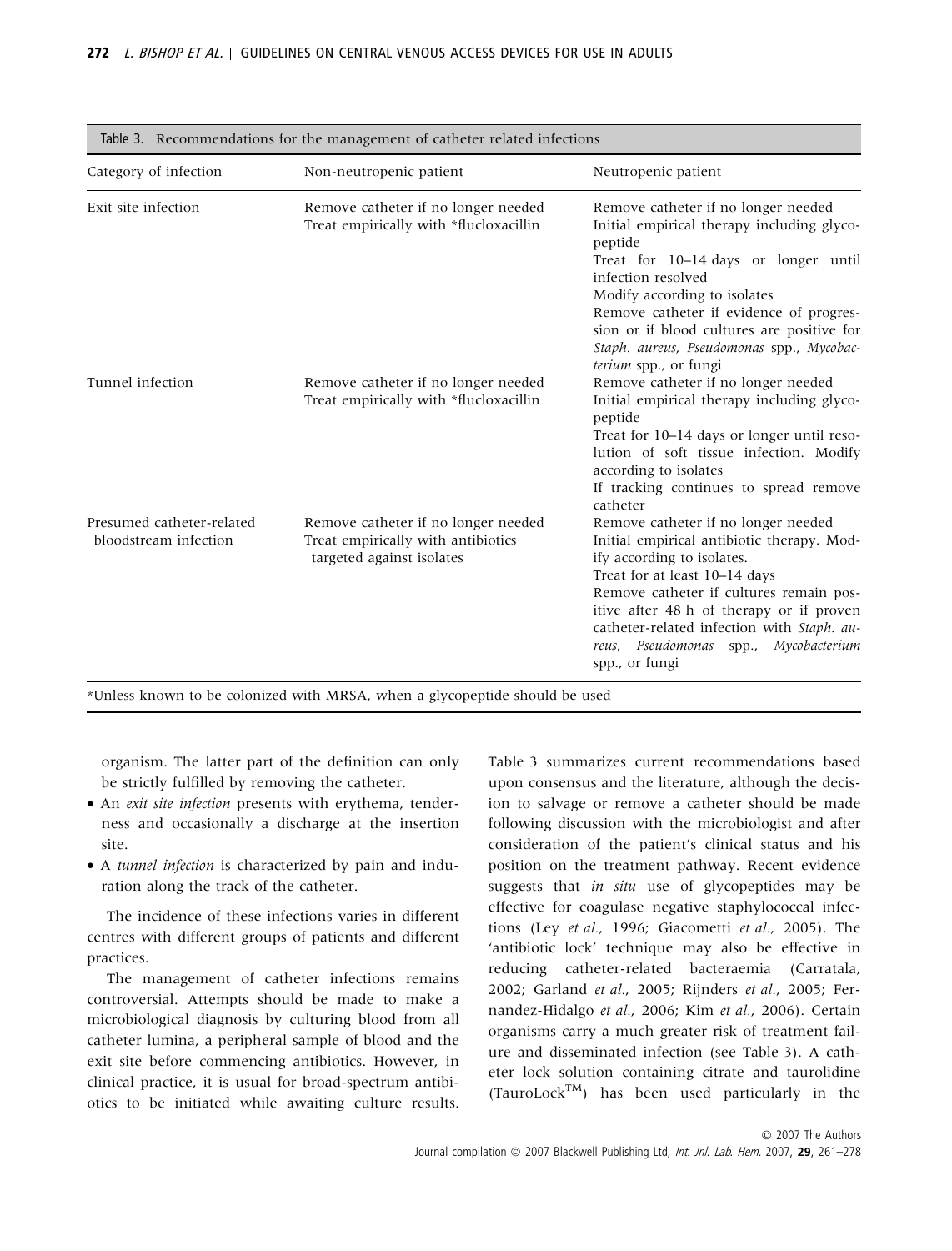Table 3. Recommendations for the management of catheter related infections

| Category of infection | Non-neutropenic patient | Neutropenic patient |
|---|---|---|
| Exit site infection | Remove catheter if no longer needed<br>Treat empirically with *flucloxacillin | Remove catheter if no longer needed<br>Initial empirical therapy including glycopeptide<br>Treat for 10–14 days or longer until infection resolved<br>Modify according to isolates<br>Remove catheter if evidence of progression or if blood cultures are positive for *Staph. aureus*, *Pseudomonas* spp., *Mycobacterium* spp., or fungi |
| Tunnel infection | Remove catheter if no longer needed<br>Treat empirically with *flucloxacillin | Remove catheter if no longer needed<br>Initial empirical therapy including glycopeptide<br>Treat for 10–14 days or longer until resolution of soft tissue infection. Modify according to isolates<br>If tracking continues to spread remove catheter |
| Presumed catheter-related bloodstream infection | Remove catheter if no longer needed<br>Treat empirically with antibiotics targeted against isolates | Remove catheter if no longer needed<br>Initial empirical antibiotic therapy. Modify according to isolates.<br>Treat for at least 10–14 days<br>Remove catheter if cultures remain positive after 48 h of therapy or if proven catheter-related infection with *Staph. aureus*, *Pseudomonas* spp., *Mycobacterium* spp., or fungi |

*Unless known to be colonized with MRSA, when a glycopeptide should be used

organism. The latter part of the definition can only be strictly fulfilled by removing the catheter.

- An *exit site infection* presents with erythema, tenderness and occasionally a discharge at the insertion site.
- A *tunnel infection* is characterized by pain and induration along the track of the catheter.

The incidence of these infections varies in different centres with different groups of patients and different practices.

The management of catheter infections remains controversial. Attempts should be made to make a microbiological diagnosis by culturing blood from all catheter lumina, a peripheral sample of blood and the exit site before commencing antibiotics. However, in clinical practice, it is usual for broad-spectrum antibiotics to be initiated while awaiting culture results. Table 3 summarizes current recommendations based upon consensus and the literature, although the decision to salvage or remove a catheter should be made following discussion with the microbiologist and after consideration of the patient's clinical status and his position on the treatment pathway. Recent evidence suggests that *in situ* use of glycopeptides may be effective for coagulase negative staphylococcal infections (Ley *et al.*, 1996; Giacometti *et al.*, 2005). The 'antibiotic lock' technique may also be effective in reducing catheter-related bacteraemia (Carratala, 2002; Garland *et al.*, 2005; Rijnders *et al.*, 2005; Fernandez-Hidalgo *et al.*, 2006; Kim *et al.*, 2006). Certain organisms carry a much greater risk of treatment failure and disseminated infection (see Table 3). A catheter lock solution containing citrate and taurolidine (TauroLock™) has been used particularly in the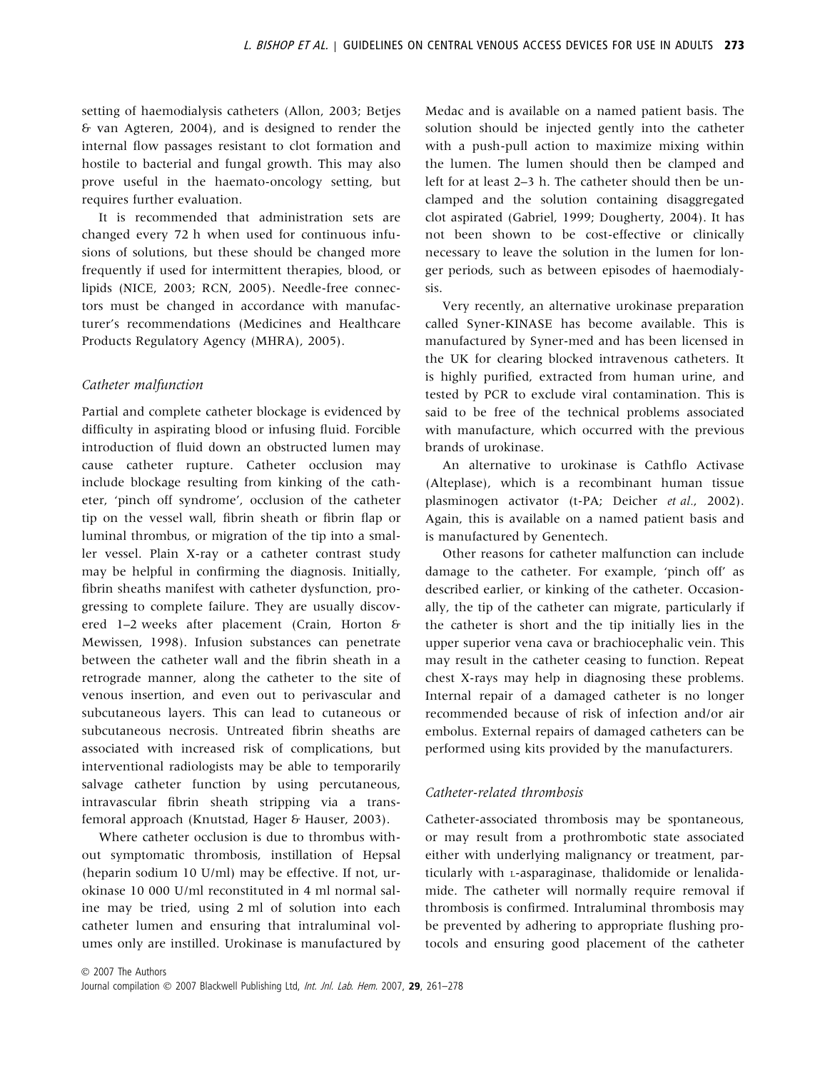setting of haemodialysis catheters (Allon, 2003; Betjes & van Agteren, 2004), and is designed to render the internal flow passages resistant to clot formation and hostile to bacterial and fungal growth. This may also prove useful in the haemato-oncology setting, but requires further evaluation.

It is recommended that administration sets are changed every 72 h when used for continuous infusions of solutions, but these should be changed more frequently if used for intermittent therapies, blood, or lipids (NICE, 2003; RCN, 2005). Needle-free connectors must be changed in accordance with manufacturer's recommendations (Medicines and Healthcare Products Regulatory Agency (MHRA), 2005).

### Catheter malfunction

Partial and complete catheter blockage is evidenced by difficulty in aspirating blood or infusing fluid. Forcible introduction of fluid down an obstructed lumen may cause catheter rupture. Catheter occlusion may include blockage resulting from kinking of the catheter, 'pinch off syndrome', occlusion of the catheter tip on the vessel wall, fibrin sheath or fibrin flap or luminal thrombus, or migration of the tip into a smaller vessel. Plain X-ray or a catheter contrast study may be helpful in confirming the diagnosis. Initially, fibrin sheaths manifest with catheter dysfunction, progressing to complete failure. They are usually discovered 1–2 weeks after placement (Crain, Horton & Mewissen, 1998). Infusion substances can penetrate between the catheter wall and the fibrin sheath in a retrograde manner, along the catheter to the site of venous insertion, and even out to perivascular and subcutaneous layers. This can lead to cutaneous or subcutaneous necrosis. Untreated fibrin sheaths are associated with increased risk of complications, but interventional radiologists may be able to temporarily salvage catheter function by using percutaneous, intravascular fibrin sheath stripping via a transfemoral approach (Knutstad, Hager & Hauser, 2003).

Where catheter occlusion is due to thrombus without symptomatic thrombosis, instillation of Hepsal (heparin sodium 10 U/ml) may be effective. If not, urokinase 10 000 U/ml reconstituted in 4 ml normal saline may be tried, using 2 ml of solution into each catheter lumen and ensuring that intraluminal volumes only are instilled. Urokinase is manufactured by Medac and is available on a named patient basis. The solution should be injected gently into the catheter with a push-pull action to maximize mixing within the lumen. The lumen should then be clamped and left for at least 2–3 h. The catheter should then be unclamped and the solution containing disaggregated clot aspirated (Gabriel, 1999; Dougherty, 2004). It has not been shown to be cost-effective or clinically necessary to leave the solution in the lumen for longer periods, such as between episodes of haemodialysis.

Very recently, an alternative urokinase preparation called Syner-KINASE has become available. This is manufactured by Syner-med and has been licensed in the UK for clearing blocked intravenous catheters. It is highly purified, extracted from human urine, and tested by PCR to exclude viral contamination. This is said to be free of the technical problems associated with manufacture, which occurred with the previous brands of urokinase.

An alternative to urokinase is Cathflo Activase (Alteplase), which is a recombinant human tissue plasminogen activator (t-PA; Deicher *et al.*, 2002). Again, this is available on a named patient basis and is manufactured by Genentech.

Other reasons for catheter malfunction can include damage to the catheter. For example, 'pinch off' as described earlier, or kinking of the catheter. Occasionally, the tip of the catheter can migrate, particularly if the catheter is short and the tip initially lies in the upper superior vena cava or brachiocephalic vein. This may result in the catheter ceasing to function. Repeat chest X-rays may help in diagnosing these problems. Internal repair of a damaged catheter is no longer recommended because of risk of infection and/or air embolus. External repairs of damaged catheters can be performed using kits provided by the manufacturers.

### Catheter-related thrombosis

Catheter-associated thrombosis may be spontaneous, or may result from a prothrombotic state associated either with underlying malignancy or treatment, particularly with L-asparaginase, thalidomide or lenalidamide. The catheter will normally require removal if thrombosis is confirmed. Intraluminal thrombosis may be prevented by adhering to appropriate flushing protocols and ensuring good placement of the catheter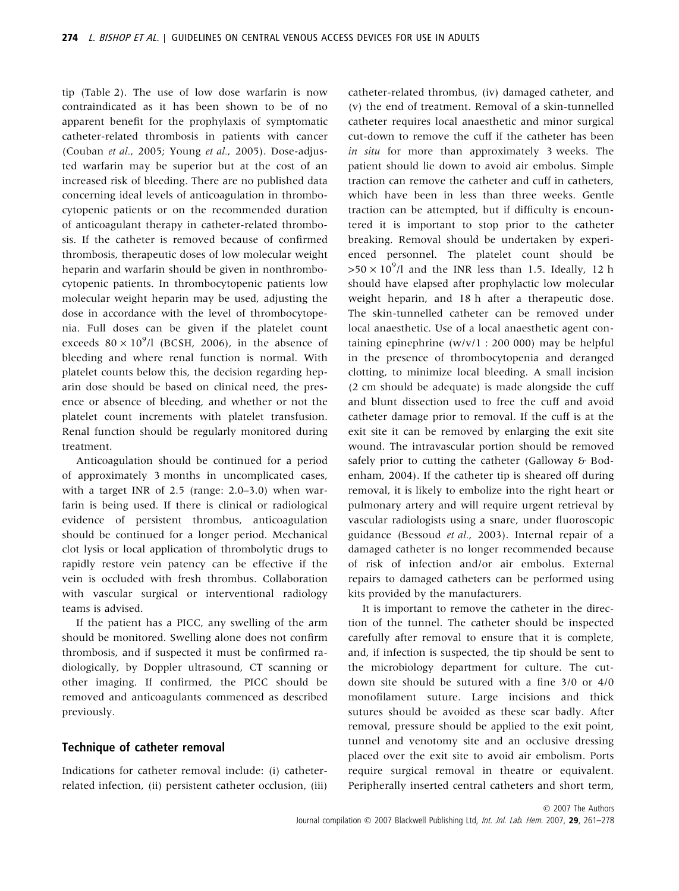tip (Table 2). The use of low dose warfarin is now contraindicated as it has been shown to be of no apparent benefit for the prophylaxis of symptomatic catheter-related thrombosis in patients with cancer (Couban *et al.*, 2005; Young *et al.*, 2005). Dose-adjusted warfarin may be superior but at the cost of an increased risk of bleeding. There are no published data concerning ideal levels of anticoagulation in thrombocytopenic patients or on the recommended duration of anticoagulant therapy in catheter-related thrombosis. If the catheter is removed because of confirmed thrombosis, therapeutic doses of low molecular weight heparin and warfarin should be given in nonthrombocytopenic patients. In thrombocytopenic patients low molecular weight heparin may be used, adjusting the dose in accordance with the level of thrombocytopenia. Full doses can be given if the platelet count exceeds $80 \times 10^9$/l (BCSH, 2006), in the absence of bleeding and where renal function is normal. With platelet counts below this, the decision regarding heparin dose should be based on clinical need, the presence or absence of bleeding, and whether or not the platelet count increments with platelet transfusion. Renal function should be regularly monitored during treatment.

Anticoagulation should be continued for a period of approximately 3 months in uncomplicated cases, with a target INR of 2.5 (range: 2.0–3.0) when warfarin is being used. If there is clinical or radiological evidence of persistent thrombus, anticoagulation should be continued for a longer period. Mechanical clot lysis or local application of thrombolytic drugs to rapidly restore vein patency can be effective if the vein is occluded with fresh thrombus. Collaboration with vascular surgical or interventional radiology teams is advised.

If the patient has a PICC, any swelling of the arm should be monitored. Swelling alone does not confirm thrombosis, and if suspected it must be confirmed radiologically, by Doppler ultrasound, CT scanning or other imaging. If confirmed, the PICC should be removed and anticoagulants commenced as described previously.

## Technique of catheter removal

Indications for catheter removal include: (i) catheter-related infection, (ii) persistent catheter occlusion, (iii) catheter-related thrombus, (iv) damaged catheter, and (v) the end of treatment. Removal of a skin-tunnelled catheter requires local anaesthetic and minor surgical cut-down to remove the cuff if the catheter has been *in situ* for more than approximately 3 weeks. The patient should lie down to avoid air embolus. Simple traction can remove the catheter and cuff in catheters, which have been in less than three weeks. Gentle traction can be attempted, but if difficulty is encountered it is important to stop prior to the catheter breaking. Removal should be undertaken by experienced personnel. The platelet count should be $>50 \times 10^9$/l and the INR less than 1.5. Ideally, 12 h should have elapsed after prophylactic low molecular weight heparin, and 18 h after a therapeutic dose. The skin-tunnelled catheter can be removed under local anaesthetic. Use of a local anaesthetic agent containing epinephrine (w/v/1 : 200 000) may be helpful in the presence of thrombocytopenia and deranged clotting, to minimize local bleeding. A small incision (2 cm should be adequate) is made alongside the cuff and blunt dissection used to free the cuff and avoid catheter damage prior to removal. If the cuff is at the exit site it can be removed by enlarging the exit site wound. The intravascular portion should be removed safely prior to cutting the catheter (Galloway & Bodenham, 2004). If the catheter tip is sheared off during removal, it is likely to embolize into the right heart or pulmonary artery and will require urgent retrieval by vascular radiologists using a snare, under fluoroscopic guidance (Bessoud *et al.*, 2003). Internal repair of a damaged catheter is no longer recommended because of risk of infection and/or air embolus. External repairs to damaged catheters can be performed using kits provided by the manufacturers.

It is important to remove the catheter in the direction of the tunnel. The catheter should be inspected carefully after removal to ensure that it is complete, and, if infection is suspected, the tip should be sent to the microbiology department for culture. The cut-down site should be sutured with a fine 3/0 or 4/0 monofilament suture. Large incisions and thick sutures should be avoided as these scar badly. After removal, pressure should be applied to the exit point, tunnel and venotomy site and an occlusive dressing placed over the exit site to avoid air embolism. Ports require surgical removal in theatre or equivalent. Peripherally inserted central catheters and short term,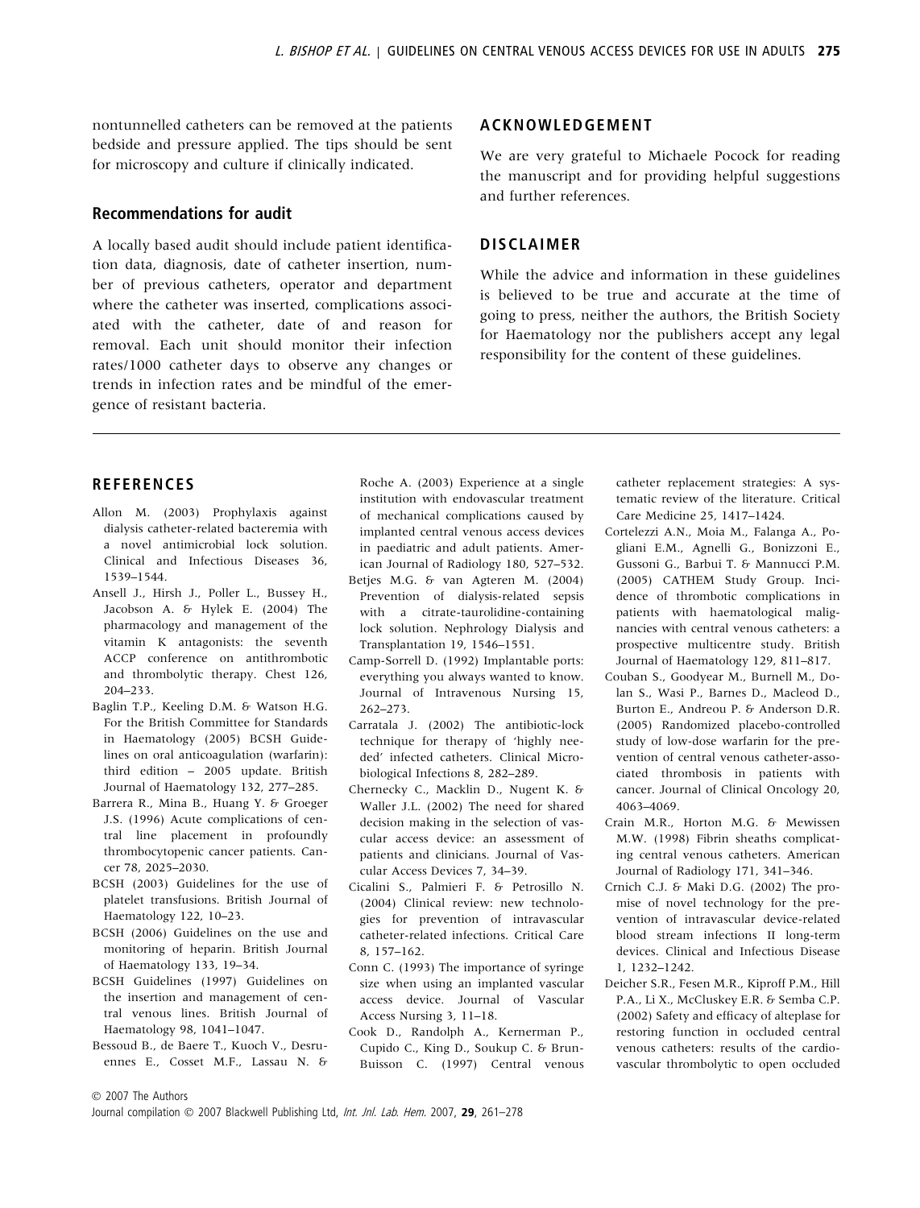nontunnelled catheters can be removed at the patients bedside and pressure applied. The tips should be sent for microscopy and culture if clinically indicated.

### Recommendations for audit

A locally based audit should include patient identification data, diagnosis, date of catheter insertion, number of previous catheters, operator and department where the catheter was inserted, complications associated with the catheter, date of and reason for removal. Each unit should monitor their infection rates/1000 catheter days to observe any changes or trends in infection rates and be mindful of the emergence of resistant bacteria.

## ACKNOWLEDGEMENT

We are very grateful to Michaele Pocock for reading the manuscript and for providing helpful suggestions and further references.

## DISCLAIMER

While the advice and information in these guidelines is believed to be true and accurate at the time of going to press, neither the authors, the British Society for Haematology nor the publishers accept any legal responsibility for the content of these guidelines.

## REFERENCES

Allon M. (2003) Prophylaxis against dialysis catheter-related bacteremia with a novel antimicrobial lock solution. Clinical and Infectious Diseases 36, 1539–1544.

Ansell J., Hirsh J., Poller L., Bussey H., Jacobson A. & Hylek E. (2004) The pharmacology and management of the vitamin K antagonists: the seventh ACCP conference on antithrombotic and thrombolytic therapy. Chest 126, 204–233.

Baglin T.P., Keeling D.M. & Watson H.G. For the British Committee for Standards in Haematology (2005) BCSH Guidelines on oral anticoagulation (warfarin): third edition – 2005 update. British Journal of Haematology 132, 277–285.

Barrera R., Mina B., Huang Y. & Groeger J.S. (1996) Acute complications of central line placement in profoundly thrombocytopenic cancer patients. Cancer 78, 2025–2030.

BCSH (2003) Guidelines for the use of platelet transfusions. British Journal of Haematology 122, 10–23.

BCSH (2006) Guidelines on the use and monitoring of heparin. British Journal of Haematology 133, 19–34.

BCSH Guidelines (1997) Guidelines on the insertion and management of central venous lines. British Journal of Haematology 98, 1041–1047.

Bessoud B., de Baere T., Kuoch V., Desruennes E., Cosset M.F., Lassau N. & Roche A. (2003) Experience at a single institution with endovascular treatment of mechanical complications caused by implanted central venous access devices in paediatric and adult patients. American Journal of Radiology 180, 527–532.

Betjes M.G. & van Agteren M. (2004) Prevention of dialysis-related sepsis with a citrate-taurolidine-containing lock solution. Nephrology Dialysis and Transplantation 19, 1546–1551.

Camp-Sorrell D. (1992) Implantable ports: everything you always wanted to know. Journal of Intravenous Nursing 15, 262–273.

Carratala J. (2002) The antibiotic-lock technique for therapy of 'highly needed' infected catheters. Clinical Microbiological Infections 8, 282–289.

Chernecky C., Macklin D., Nugent K. & Waller J.L. (2002) The need for shared decision making in the selection of vascular access device: an assessment of patients and clinicians. Journal of Vascular Access Devices 7, 34–39.

Cicalini S., Palmieri F. & Petrosillo N. (2004) Clinical review: new technologies for prevention of intravascular catheter-related infections. Critical Care 8, 157–162.

Conn C. (1993) The importance of syringe size when using an implanted vascular access device. Journal of Vascular Access Nursing 3, 11–18.

Cook D., Randolph A., Kernerman P., Cupido C., King D., Soukup C. & Brun-Buisson C. (1997) Central venous catheter replacement strategies: A systematic review of the literature. Critical Care Medicine 25, 1417–1424.

Cortelezzi A.N., Moia M., Falanga A., Pogliani E.M., Agnelli G., Bonizzoni E., Gussoni G., Barbui T. & Mannucci P.M. (2005) CATHEM Study Group. Incidence of thrombotic complications in patients with haematological malignancies with central venous catheters: a prospective multicentre study. British Journal of Haematology 129, 811–817.

Couban S., Goodyear M., Burnell M., Dolan S., Wasi P., Barnes D., Macleod D., Burton E., Andreou P. & Anderson D.R. (2005) Randomized placebo-controlled study of low-dose warfarin for the prevention of central venous catheter-associated thrombosis in patients with cancer. Journal of Clinical Oncology 20, 4063–4069.

Crain M.R., Horton M.G. & Mewissen M.W. (1998) Fibrin sheaths complicating central venous catheters. American Journal of Radiology 171, 341–346.

Crnich C.J. & Maki D.G. (2002) The promise of novel technology for the prevention of intravascular device-related blood stream infections II long-term devices. Clinical and Infectious Disease 1, 1232–1242.

Deicher S.R., Fesen M.R., Kiproff P.M., Hill P.A., Li X., McCluskey E.R. & Semba C.P. (2002) Safety and efficacy of alteplase for restoring function in occluded central venous catheters: results of the cardiovascular thrombolytic to open occluded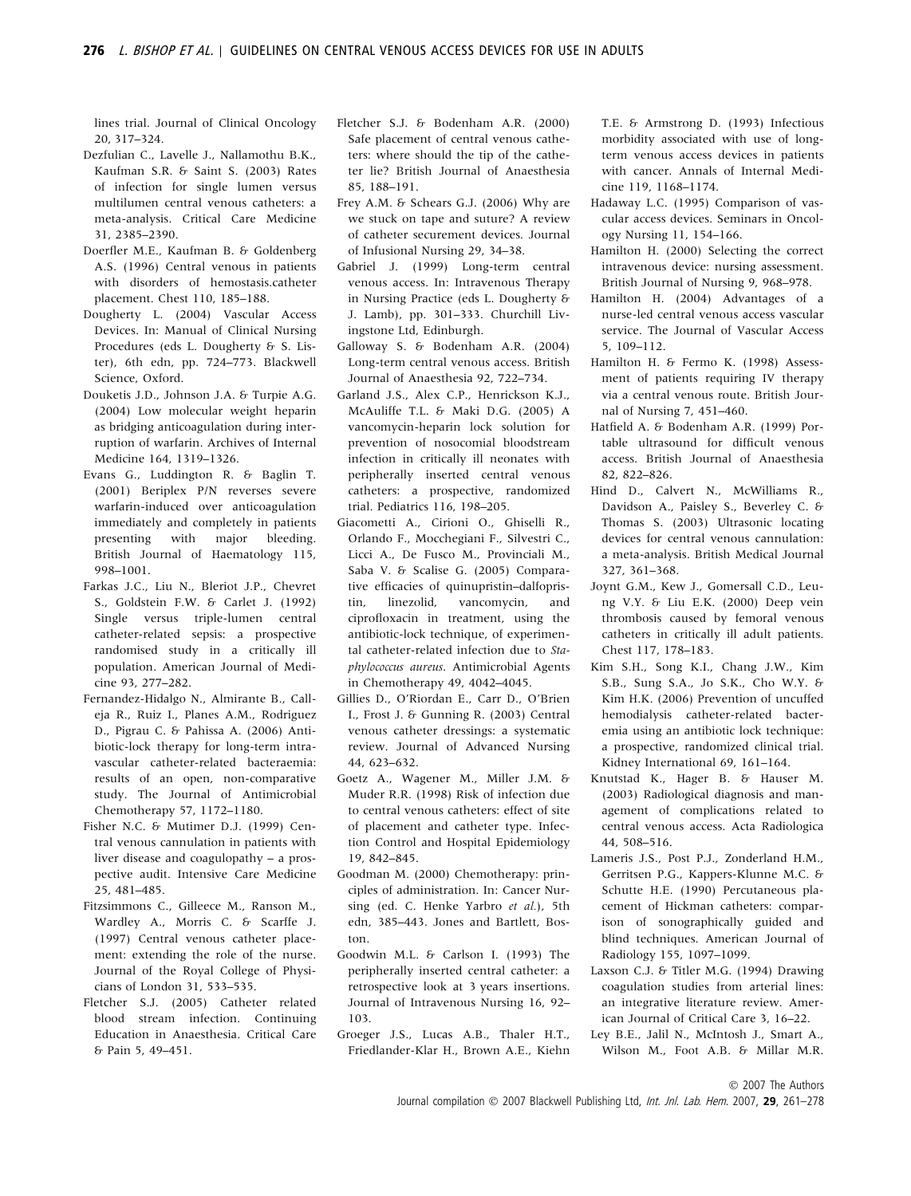lines trial. Journal of Clinical Oncology 20, 317–324.

Dezfulian C., Lavelle J., Nallamothu B.K., Kaufman S.R. & Saint S. (2003) Rates of infection for single lumen versus multilumen central venous catheters: a meta-analysis. Critical Care Medicine 31, 2385–2390.

Doerfler M.E., Kaufman B. & Goldenberg A.S. (1996) Central venous in patients with disorders of hemostasis.catheter placement. Chest 110, 185–188.

Dougherty L. (2004) Vascular Access Devices. In: Manual of Clinical Nursing Procedures (eds L. Dougherty & S. Lister), 6th edn, pp. 724–773. Blackwell Science, Oxford.

Douketis J.D., Johnson J.A. & Turpie A.G. (2004) Low molecular weight heparin as bridging anticoagulation during interruption of warfarin. Archives of Internal Medicine 164, 1319–1326.

Evans G., Luddington R. & Baglin T. (2001) Beriplex P/N reverses severe warfarin-induced over anticoagulation immediately and completely in patients presenting with major bleeding. British Journal of Haematology 115, 998–1001.

Farkas J.C., Liu N., Bleriot J.P., Chevret S., Goldstein F.W. & Carlet J. (1992) Single versus triple-lumen central catheter-related sepsis: a prospective randomised study in a critically ill population. American Journal of Medicine 93, 277–282.

Fernandez-Hidalgo N., Almirante B., Calleja R., Ruiz I., Planes A.M., Rodriguez D., Pigrau C. & Pahissa A. (2006) Antibiotic-lock therapy for long-term intravascular catheter-related bacteraemia: results of an open, non-comparative study. The Journal of Antimicrobial Chemotherapy 57, 1172–1180.

Fisher N.C. & Mutimer D.J. (1999) Central venous cannulation in patients with liver disease and coagulopathy – a prospective audit. Intensive Care Medicine 25, 481–485.

Fitzsimmons C., Gilleece M., Ranson M., Wardley A., Morris C. & Scarffe J. (1997) Central venous catheter placement: extending the role of the nurse. Journal of the Royal College of Physicians of London 31, 533–535.

Fletcher S.J. (2005) Catheter related blood stream infection. Continuing Education in Anaesthesia. Critical Care & Pain 5, 49–451.

Fletcher S.J. & Bodenham A.R. (2000) Safe placement of central venous catheters: where should the tip of the catheter lie? British Journal of Anaesthesia 85, 188–191.

Frey A.M. & Schears G.J. (2006) Why are we stuck on tape and suture? A review of catheter securement devices. Journal of Infusional Nursing 29, 34–38.

Gabriel J. (1999) Long-term central venous access. In: Intravenous Therapy in Nursing Practice (eds L. Dougherty & J. Lamb), pp. 301–333. Churchill Livingstone Ltd, Edinburgh.

Galloway S. & Bodenham A.R. (2004) Long-term central venous access. British Journal of Anaesthesia 92, 722–734.

Garland J.S., Alex C.P., Henrickson K.J., McAuliffe T.L. & Maki D.G. (2005) A vancomycin-heparin lock solution for prevention of nosocomial bloodstream infection in critically ill neonates with peripherally inserted central venous catheters: a prospective, randomized trial. Pediatrics 116, 198–205.

Giacometti A., Cirioni O., Ghiselli R., Orlando F., Mocchegiani F., Silvestri C., Licci A., De Fusco M., Provinciali M., Saba V. & Scalise G. (2005) Comparative efficacies of quinupristin–dalfopristin, linezolid, vancomycin, and ciprofloxacin in treatment, using the antibiotic-lock technique, of experimental catheter-related infection due to *Staphylococcus aureus*. Antimicrobial Agents in Chemotherapy 49, 4042–4045.

Gillies D., O'Riordan E., Carr D., O'Brien I., Frost J. & Gunning R. (2003) Central venous catheter dressings: a systematic review. Journal of Advanced Nursing 44, 623–632.

Goetz A., Wagener M., Miller J.M. & Muder R.R. (1998) Risk of infection due to central venous catheters: effect of site of placement and catheter type. Infection Control and Hospital Epidemiology 19, 842–845.

Goodman M. (2000) Chemotherapy: principles of administration. In: Cancer Nursing (ed. C. Henke Yarbro *et al.*), 5th edn, 385–443. Jones and Bartlett, Boston.

Goodwin M.L. & Carlson I. (1993) The peripherally inserted central catheter: a retrospective look at 3 years insertions. Journal of Intravenous Nursing 16, 92–103.

Groeger J.S., Lucas A.B., Thaler H.T., Friedlander-Klar H., Brown A.E., Kiehn T.E. & Armstrong D. (1993) Infectious morbidity associated with use of long-term venous access devices in patients with cancer. Annals of Internal Medicine 119, 1168–1174.

Hadaway L.C. (1995) Comparison of vascular access devices. Seminars in Oncology Nursing 11, 154–166.

Hamilton H. (2000) Selecting the correct intravenous device: nursing assessment. British Journal of Nursing 9, 968–978.

Hamilton H. (2004) Advantages of a nurse-led central venous access vascular service. The Journal of Vascular Access 5, 109–112.

Hamilton H. & Fermo K. (1998) Assessment of patients requiring IV therapy via a central venous route. British Journal of Nursing 7, 451–460.

Hatfield A. & Bodenham A.R. (1999) Portable ultrasound for difficult venous access. British Journal of Anaesthesia 82, 822–826.

Hind D., Calvert N., McWilliams R., Davidson A., Paisley S., Beverley C. & Thomas S. (2003) Ultrasonic locating devices for central venous cannulation: a meta-analysis. British Medical Journal 327, 361–368.

Joynt G.M., Kew J., Gomersall C.D., Leung V.Y. & Liu E.K. (2000) Deep vein thrombosis caused by femoral venous catheters in critically ill adult patients. Chest 117, 178–183.

Kim S.H., Song K.I., Chang J.W., Kim S.B., Sung S.A., Jo S.K., Cho W.Y. & Kim H.K. (2006) Prevention of uncuffed hemodialysis catheter-related bacteremia using an antibiotic lock technique: a prospective, randomized clinical trial. Kidney International 69, 161–164.

Knutstad K., Hager B. & Hauser M. (2003) Radiological diagnosis and management of complications related to central venous access. Acta Radiologica 44, 508–516.

Lameris J.S., Post P.J., Zonderland H.M., Gerritsen P.G., Kappers-Klunne M.C. & Schutte H.E. (1990) Percutaneous placement of Hickman catheters: comparison of sonographically guided and blind techniques. American Journal of Radiology 155, 1097–1099.

Laxson C.J. & Titler M.G. (1994) Drawing coagulation studies from arterial lines: an integrative literature review. American Journal of Critical Care 3, 16–22.

Ley B.E., Jalil N., McIntosh J., Smart A., Wilson M., Foot A.B. & Millar M.R.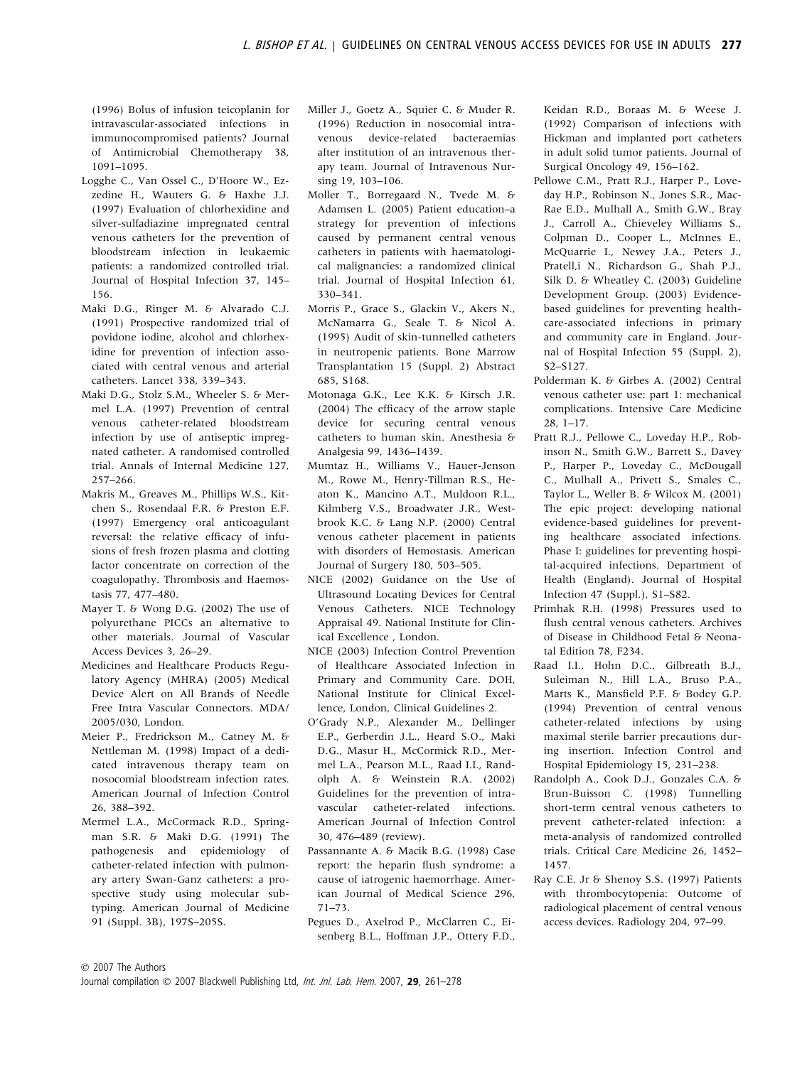(1996) Bolus of infusion teicoplanin for intravascular-associated infections in immunocompromised patients? Journal of Antimicrobial Chemotherapy 38, 1091–1095.

Logghe C., Van Ossel C., D'Hoore W., Ezzedine H., Wauters G. & Haxhe J.J. (1997) Evaluation of chlorhexidine and silver-sulfadiazine impregnated central venous catheters for the prevention of bloodstream infection in leukaemic patients: a randomized controlled trial. Journal of Hospital Infection 37, 145–156.

Maki D.G., Ringer M. & Alvarado C.J. (1991) Prospective randomized trial of povidone iodine, alcohol and chlorhexidine for prevention of infection associated with central venous and arterial catheters. Lancet 338, 339–343.

Maki D.G., Stolz S.M., Wheeler S. & Mermel L.A. (1997) Prevention of central venous catheter-related bloodstream infection by use of antiseptic impregnated catheter. A randomised controlled trial. Annals of Internal Medicine 127, 257–266.

Makris M., Greaves M., Phillips W.S., Kitchen S., Rosendaal F.R. & Preston E.F. (1997) Emergency oral anticoagulant reversal: the relative efficacy of infusions of fresh frozen plasma and clotting factor concentrate on correction of the coagulopathy. Thrombosis and Haemostasis 77, 477–480.

Mayer T. & Wong D.G. (2002) The use of polyurethane PICCs an alternative to other materials. Journal of Vascular Access Devices 3, 26–29.

Medicines and Healthcare Products Regulatory Agency (MHRA) (2005) Medical Device Alert on All Brands of Needle Free Intra Vascular Connectors. MDA/2005/030, London.

Meier P., Fredrickson M., Catney M. & Nettleman M. (1998) Impact of a dedicated intravenous therapy team on nosocomial bloodstream infection rates. American Journal of Infection Control 26, 388–392.

Mermel L.A., McCormack R.D., Springman S.R. & Maki D.G. (1991) The pathogenesis and epidemiology of catheter-related infection with pulmonary artery Swan-Ganz catheters: a prospective study using molecular subtyping. American Journal of Medicine 91 (Suppl. 3B), 197S–205S.

Miller J., Goetz A., Squier C. & Muder R. (1996) Reduction in nosocomial intravenous device-related bacteraemias after institution of an intravenous therapy team. Journal of Intravenous Nursing 19, 103–106.

Moller T., Borregaard N., Tvede M. & Adamsen L. (2005) Patient education–a strategy for prevention of infections caused by permanent central venous catheters in patients with haematological malignancies: a randomized clinical trial. Journal of Hospital Infection 61, 330–341.

Morris P., Grace S., Glackin V., Akers N., McNamarra G., Seale T. & Nicol A. (1995) Audit of skin-tunnelled catheters in neutropenic patients. Bone Marrow Transplantation 15 (Suppl. 2) Abstract 685, S168.

Motonaga G.K., Lee K.K. & Kirsch J.R. (2004) The efficacy of the arrow staple device for securing central venous catheters to human skin. Anesthesia & Analgesia 99, 1436–1439.

Mumtaz H., Williams V., Hauer-Jenson M., Rowe M., Henry-Tillman R.S., Heaton K., Mancino A.T., Muldoon R.L., Kilmberg V.S., Broadwater J.R., Westbrook K.C. & Lang N.P. (2000) Central venous catheter placement in patients with disorders of Hemostasis. American Journal of Surgery 180, 503–505.

NICE (2002) Guidance on the Use of Ultrasound Locating Devices for Central Venous Catheters. NICE Technology Appraisal 49. National Institute for Clinical Excellence , London.

NICE (2003) Infection Control Prevention of Healthcare Associated Infection in Primary and Community Care. DOH, National Institute for Clinical Excellence, London, Clinical Guidelines 2.

O'Grady N.P., Alexander M., Dellinger E.P., Gerberdin J.L., Heard S.O., Maki D.G., Masur H., McCormick R.D., Mermel L.A., Pearson M.L., Raad I.I., Randolph A. & Weinstein R.A. (2002) Guidelines for the prevention of intravascular catheter-related infections. American Journal of Infection Control 30, 476–489 (review).

Passannante A. & Macik B.G. (1998) Case report: the heparin flush syndrome: a cause of iatrogenic haemorrhage. American Journal of Medical Science 296, 71–73.

Pegues D., Axelrod P., McClarren C., Eisenberg B.L., Hoffman J.P., Ottery F.D., Keidan R.D., Boraas M. & Weese J. (1992) Comparison of infections with Hickman and implanted port catheters in adult solid tumor patients. Journal of Surgical Oncology 49, 156–162.

Pellowe C.M., Pratt R.J., Harper P., Loveday H.P., Robinson N., Jones S.R., MacRae E.D., Mulhall A., Smith G.W., Bray J., Carroll A., Chieveley Williams S., Colpman D., Cooper L., McInnes E., McQuarrie I., Newey J.A., Peters J., Pratell,i N., Richardson G., Shah P.J., Silk D. & Wheatley C. (2003) Guideline Development Group. (2003) Evidence-based guidelines for preventing healthcare-associated infections in primary and community care in England. Journal of Hospital Infection 55 (Suppl. 2), S2–S127.

Polderman K. & Girbes A. (2002) Central venous catheter use: part 1: mechanical complications. Intensive Care Medicine 28, 1–17.

Pratt R.J., Pellowe C., Loveday H.P., Robinson N., Smith G.W., Barrett S., Davey P., Harper P., Loveday C., McDougall C., Mulhall A., Privett S., Smales C., Taylor L., Weller B. & Wilcox M. (2001) The epic project: developing national evidence-based guidelines for preventing healthcare associated infections. Phase I: guidelines for preventing hospital-acquired infections. Department of Health (England). Journal of Hospital Infection 47 (Suppl.), S1–S82.

Primhak R.H. (1998) Pressures used to flush central venous catheters. Archives of Disease in Childhood Fetal & Neonatal Edition 78, F234.

Raad I.I., Hohn D.C., Gilbreath B.J., Suleiman N., Hill L.A., Bruso P.A., Marts K., Mansfield P.F. & Bodey G.P. (1994) Prevention of central venous catheter-related infections by using maximal sterile barrier precautions during insertion. Infection Control and Hospital Epidemiology 15, 231–238.

Randolph A., Cook D.J., Gonzales C.A. & Brun-Buisson C. (1998) Tunnelling short-term central venous catheters to prevent catheter-related infection: a meta-analysis of randomized controlled trials. Critical Care Medicine 26, 1452–1457.

Ray C.E. Jr & Shenoy S.S. (1997) Patients with thrombocytopenia: Outcome of radiological placement of central venous access devices. Radiology 204, 97–99.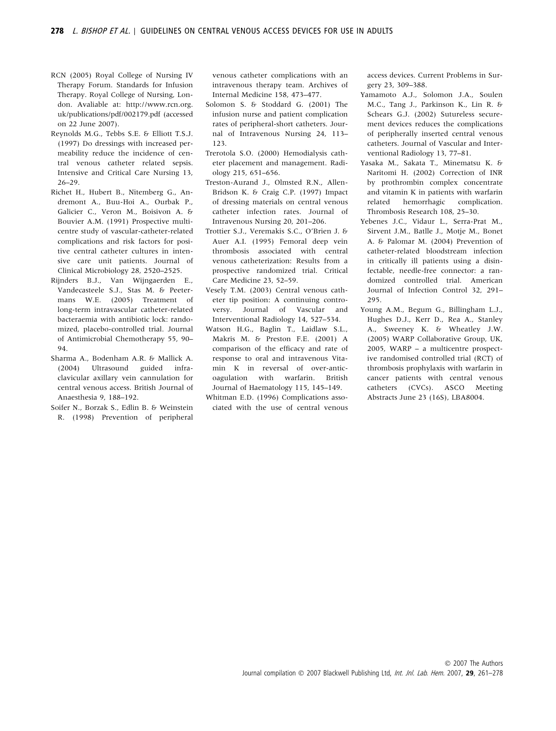RCN (2005) Royal College of Nursing IV Therapy Forum. Standards for Infusion Therapy. Royal College of Nursing, London. Avaliable at: http://www.rcn.org.uk/publications/pdf/002179.pdf (accessed on 22 June 2007).

Reynolds M.G., Tebbs S.E. & Elliott T.S.J. (1997) Do dressings with increased permeability reduce the incidence of central venous catheter related sepsis. Intensive and Critical Care Nursing 13, 26–29.

Richet H., Hubert B., Nitemberg G., Andremont A., Buu-Hoi A., Ourbak P., Galicier C., Veron M., Boisivon A. & Bouvier A.M. (1991) Prospective multicentre study of vascular-catheter-related complications and risk factors for positive central catheter cultures in intensive care unit patients. Journal of Clinical Microbiology 28, 2520–2525.

Rijnders B.J., Van Wijngaerden E., Vandecasteele S.J., Stas M. & Peetermans W.E. (2005) Treatment of long-term intravascular catheter-related bacteraemia with antibiotic lock: randomized, placebo-controlled trial. Journal of Antimicrobial Chemotherapy 55, 90–94.

Sharma A., Bodenham A.R. & Mallick A. (2004) Ultrasound guided infraclavicular axillary vein cannulation for central venous access. British Journal of Anaesthesia 9, 188–192.

Soifer N., Borzak S., Edlin B. & Weinstein R. (1998) Prevention of peripheral venous catheter complications with an intravenous therapy team. Archives of Internal Medicine 158, 473–477.

Solomon S. & Stoddard G. (2001) The infusion nurse and patient complication rates of peripheral-short catheters. Journal of Intravenous Nursing 24, 113–123.

Trerotola S.O. (2000) Hemodialysis catheter placement and management. Radiology 215, 651–656.

Treston-Aurand J., Olmsted R.N., Allen-Bridson K. & Craig C.P. (1997) Impact of dressing materials on central venous catheter infection rates. Journal of Intravenous Nursing 20, 201–206.

Trottier S.J., Veremakis S.C., O'Brien J. & Auer A.I. (1995) Femoral deep vein thrombosis associated with central venous catheterization: Results from a prospective randomized trial. Critical Care Medicine 23, 52–59.

Vesely T.M. (2003) Central venous catheter tip position: A continuing controversy. Journal of Vascular and Interventional Radiology 14, 527–534.

Watson H.G., Baglin T., Laidlaw S.L., Makris M. & Preston F.E. (2001) A comparison of the efficacy and rate of response to oral and intravenous Vitamin K in reversal of over-anticoagulation with warfarin. British Journal of Haematology 115, 145–149.

Whitman E.D. (1996) Complications associated with the use of central venous access devices. Current Problems in Surgery 23, 309–388.

Yamamoto A.J., Solomon J.A., Soulen M.C., Tang J., Parkinson K., Lin R. & Schears G.J. (2002) Sutureless securement devices reduces the complications of peripherally inserted central venous catheters. Journal of Vascular and Interventional Radiology 13, 77–81.

Yasaka M., Sakata T., Minematsu K. & Naritomi H. (2002) Correction of INR by prothrombin complex concentrate and vitamin K in patients with warfarin related hemorrhagic complication. Thrombosis Research 108, 25–30.

Yebenes J.C., Vidaur L., Serra-Prat M., Sirvent J.M., Batlle J., Motje M., Bonet A. & Palomar M. (2004) Prevention of catheter-related bloodstream infection in critically ill patients using a disinfectable, needle-free connector: a randomized controlled trial. American Journal of Infection Control 32, 291–295.

Young A.M., Begum G., Billingham L.J., Hughes D.J., Kerr D., Rea A., Stanley A., Sweeney K. & Wheatley J.W. (2005) WARP Collaborative Group, UK, 2005, WARP – a multicentre prospective randomised controlled trial (RCT) of thrombosis prophylaxis with warfarin in cancer patients with central venous catheters (CVCs). ASCO Meeting Abstracts June 23 (16S), LBA8004.